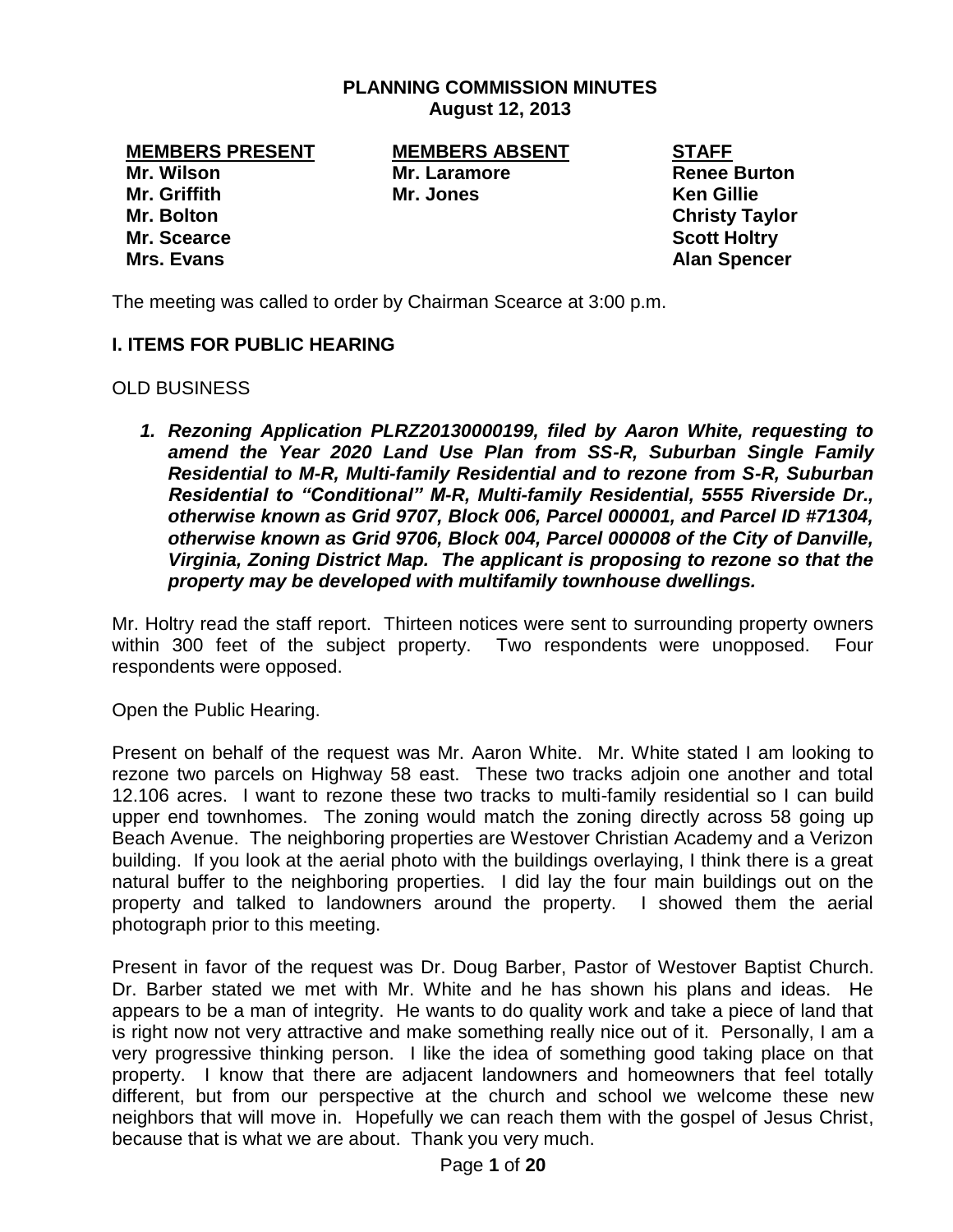# PLANNING COMMISSION MINUTES
## August 12, 2013

| MEMBERS PRESENT | MEMBERS ABSENT | STAFF |
|---|---|---|
| Mr. Wilson | Mr. Laramore | Renee Burton |
| Mr. Griffith | Mr. Jones | Ken Gillie |
| Mr. Bolton | | Christy Taylor |
| Mr. Scearce | | Scott Holtry |
| Mrs. Evans | | Alan Spencer |

The meeting was called to order by Chairman Scearce at 3:00 p.m.

### I. ITEMS FOR PUBLIC HEARING

OLD BUSINESS

1. ***Rezoning Application PLRZ20130000199, filed by Aaron White, requesting to amend the Year 2020 Land Use Plan from SS-R, Suburban Single Family Residential to M-R, Multi-family Residential and to rezone from S-R, Suburban Residential to "Conditional" M-R, Multi-family Residential, 5555 Riverside Dr., otherwise known as Grid 9707, Block 006, Parcel 000001, and Parcel ID #71304, otherwise known as Grid 9706, Block 004, Parcel 000008 of the City of Danville, Virginia, Zoning District Map. The applicant is proposing to rezone so that the property may be developed with multifamily townhouse dwellings.***

Mr. Holtry read the staff report. Thirteen notices were sent to surrounding property owners within 300 feet of the subject property. Two respondents were unopposed. Four respondents were opposed.

Open the Public Hearing.

Present on behalf of the request was Mr. Aaron White. Mr. White stated I am looking to rezone two parcels on Highway 58 east. These two tracks adjoin one another and total 12.106 acres. I want to rezone these two tracks to multi-family residential so I can build upper end townhomes. The zoning would match the zoning directly across 58 going up Beach Avenue. The neighboring properties are Westover Christian Academy and a Verizon building. If you look at the aerial photo with the buildings overlaying, I think there is a great natural buffer to the neighboring properties. I did lay the four main buildings out on the property and talked to landowners around the property. I showed them the aerial photograph prior to this meeting.

Present in favor of the request was Dr. Doug Barber, Pastor of Westover Baptist Church. Dr. Barber stated we met with Mr. White and he has shown his plans and ideas. He appears to be a man of integrity. He wants to do quality work and take a piece of land that is right now not very attractive and make something really nice out of it. Personally, I am a very progressive thinking person. I like the idea of something good taking place on that property. I know that there are adjacent landowners and homeowners that feel totally different, but from our perspective at the church and school we welcome these new neighbors that will move in. Hopefully we can reach them with the gospel of Jesus Christ, because that is what we are about. Thank you very much.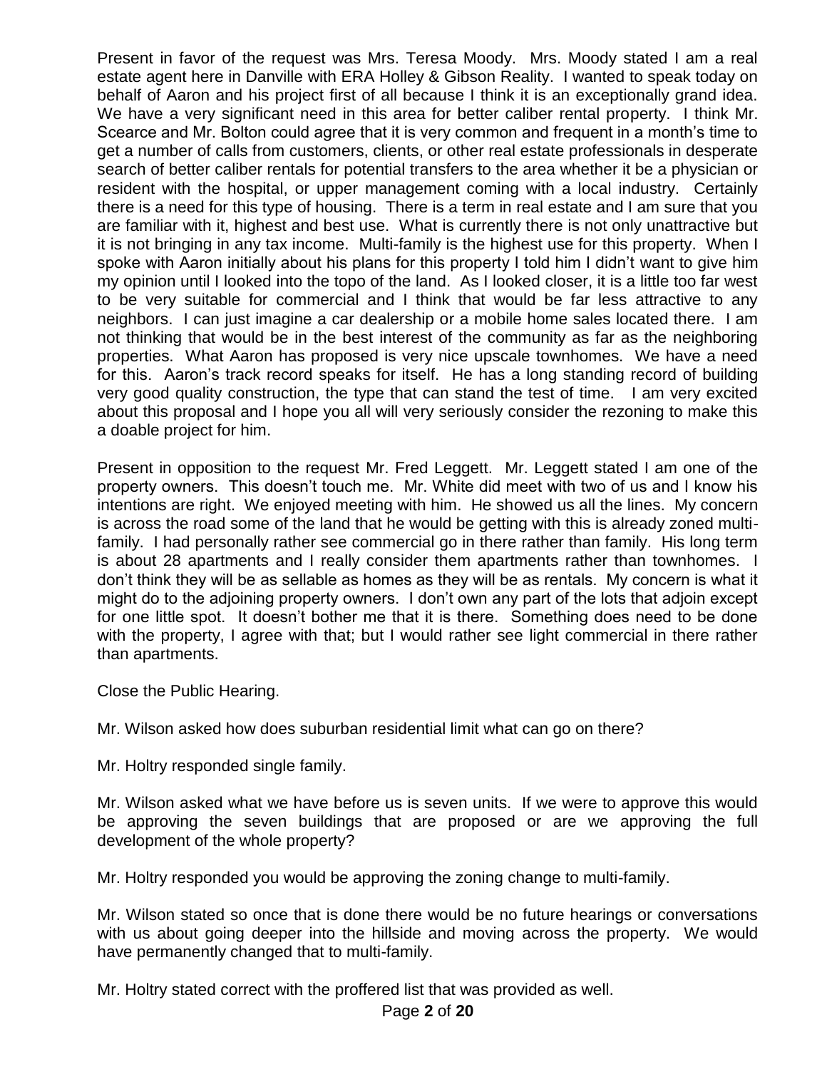Present in favor of the request was Mrs. Teresa Moody. Mrs. Moody stated I am a real estate agent here in Danville with ERA Holley & Gibson Reality. I wanted to speak today on behalf of Aaron and his project first of all because I think it is an exceptionally grand idea. We have a very significant need in this area for better caliber rental property. I think Mr. Scearce and Mr. Bolton could agree that it is very common and frequent in a month's time to get a number of calls from customers, clients, or other real estate professionals in desperate search of better caliber rentals for potential transfers to the area whether it be a physician or resident with the hospital, or upper management coming with a local industry. Certainly there is a need for this type of housing. There is a term in real estate and I am sure that you are familiar with it, highest and best use. What is currently there is not only unattractive but it is not bringing in any tax income. Multi-family is the highest use for this property. When I spoke with Aaron initially about his plans for this property I told him I didn't want to give him my opinion until I looked into the topo of the land. As I looked closer, it is a little too far west to be very suitable for commercial and I think that would be far less attractive to any neighbors. I can just imagine a car dealership or a mobile home sales located there. I am not thinking that would be in the best interest of the community as far as the neighboring properties. What Aaron has proposed is very nice upscale townhomes. We have a need for this. Aaron's track record speaks for itself. He has a long standing record of building very good quality construction, the type that can stand the test of time. I am very excited about this proposal and I hope you all will very seriously consider the rezoning to make this a doable project for him.

Present in opposition to the request Mr. Fred Leggett. Mr. Leggett stated I am one of the property owners. This doesn't touch me. Mr. White did meet with two of us and I know his intentions are right. We enjoyed meeting with him. He showed us all the lines. My concern is across the road some of the land that he would be getting with this is already zoned multi-family. I had personally rather see commercial go in there rather than family. His long term is about 28 apartments and I really consider them apartments rather than townhomes. I don't think they will be as sellable as homes as they will be as rentals. My concern is what it might do to the adjoining property owners. I don't own any part of the lots that adjoin except for one little spot. It doesn't bother me that it is there. Something does need to be done with the property, I agree with that; but I would rather see light commercial in there rather than apartments.

Close the Public Hearing.

Mr. Wilson asked how does suburban residential limit what can go on there?

Mr. Holtry responded single family.

Mr. Wilson asked what we have before us is seven units. If we were to approve this would be approving the seven buildings that are proposed or are we approving the full development of the whole property?

Mr. Holtry responded you would be approving the zoning change to multi-family.

Mr. Wilson stated so once that is done there would be no future hearings or conversations with us about going deeper into the hillside and moving across the property. We would have permanently changed that to multi-family.

Mr. Holtry stated correct with the proffered list that was provided as well.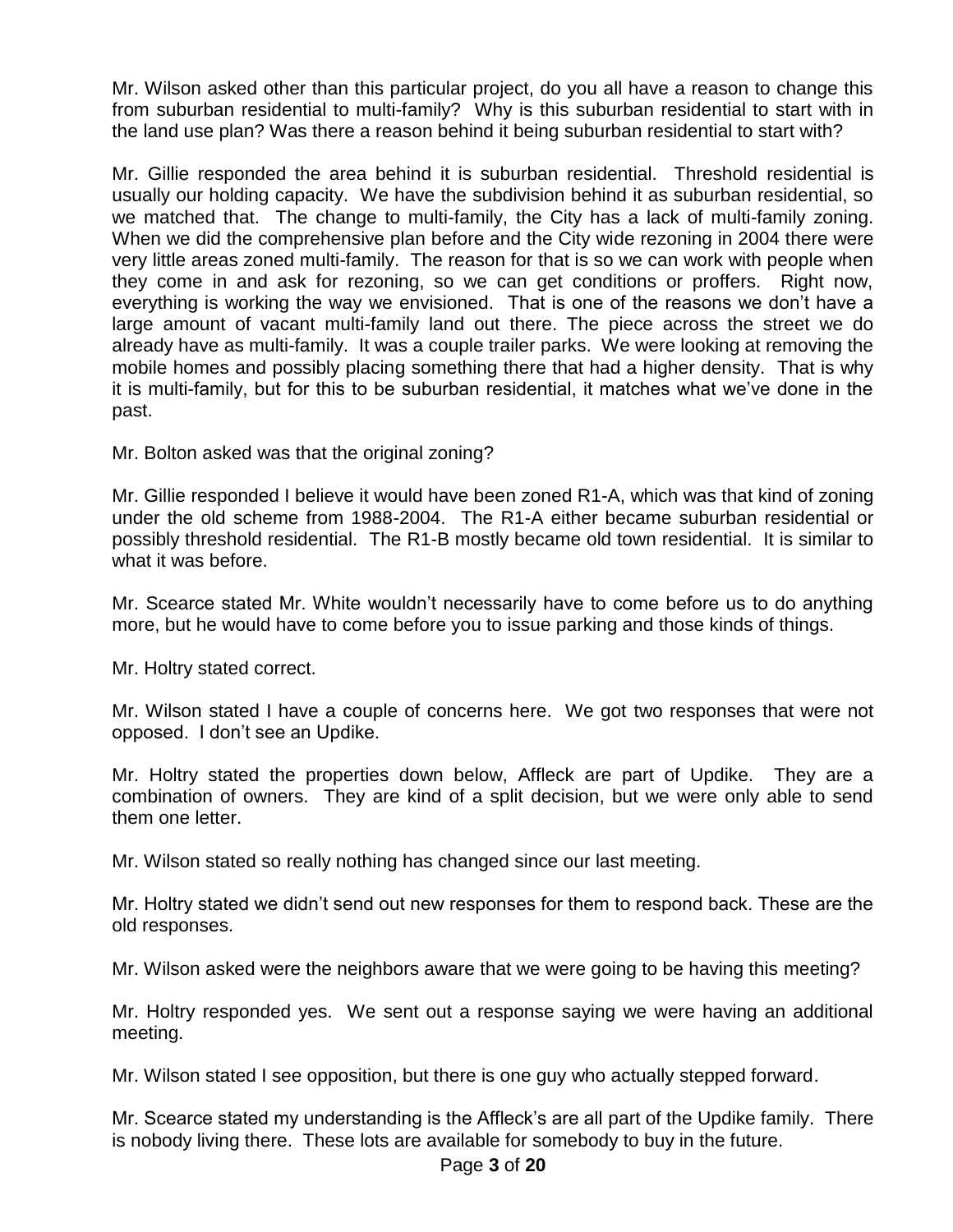Mr. Wilson asked other than this particular project, do you all have a reason to change this from suburban residential to multi-family? Why is this suburban residential to start with in the land use plan? Was there a reason behind it being suburban residential to start with?

Mr. Gillie responded the area behind it is suburban residential. Threshold residential is usually our holding capacity. We have the subdivision behind it as suburban residential, so we matched that. The change to multi-family, the City has a lack of multi-family zoning. When we did the comprehensive plan before and the City wide rezoning in 2004 there were very little areas zoned multi-family. The reason for that is so we can work with people when they come in and ask for rezoning, so we can get conditions or proffers. Right now, everything is working the way we envisioned. That is one of the reasons we don't have a large amount of vacant multi-family land out there. The piece across the street we do already have as multi-family. It was a couple trailer parks. We were looking at removing the mobile homes and possibly placing something there that had a higher density. That is why it is multi-family, but for this to be suburban residential, it matches what we've done in the past.

Mr. Bolton asked was that the original zoning?

Mr. Gillie responded I believe it would have been zoned R1-A, which was that kind of zoning under the old scheme from 1988-2004. The R1-A either became suburban residential or possibly threshold residential. The R1-B mostly became old town residential. It is similar to what it was before.

Mr. Scearce stated Mr. White wouldn't necessarily have to come before us to do anything more, but he would have to come before you to issue parking and those kinds of things.

Mr. Holtry stated correct.

Mr. Wilson stated I have a couple of concerns here. We got two responses that were not opposed. I don't see an Updike.

Mr. Holtry stated the properties down below, Affleck are part of Updike. They are a combination of owners. They are kind of a split decision, but we were only able to send them one letter.

Mr. Wilson stated so really nothing has changed since our last meeting.

Mr. Holtry stated we didn't send out new responses for them to respond back. These are the old responses.

Mr. Wilson asked were the neighbors aware that we were going to be having this meeting?

Mr. Holtry responded yes. We sent out a response saying we were having an additional meeting.

Mr. Wilson stated I see opposition, but there is one guy who actually stepped forward.

Mr. Scearce stated my understanding is the Affleck's are all part of the Updike family. There is nobody living there. These lots are available for somebody to buy in the future.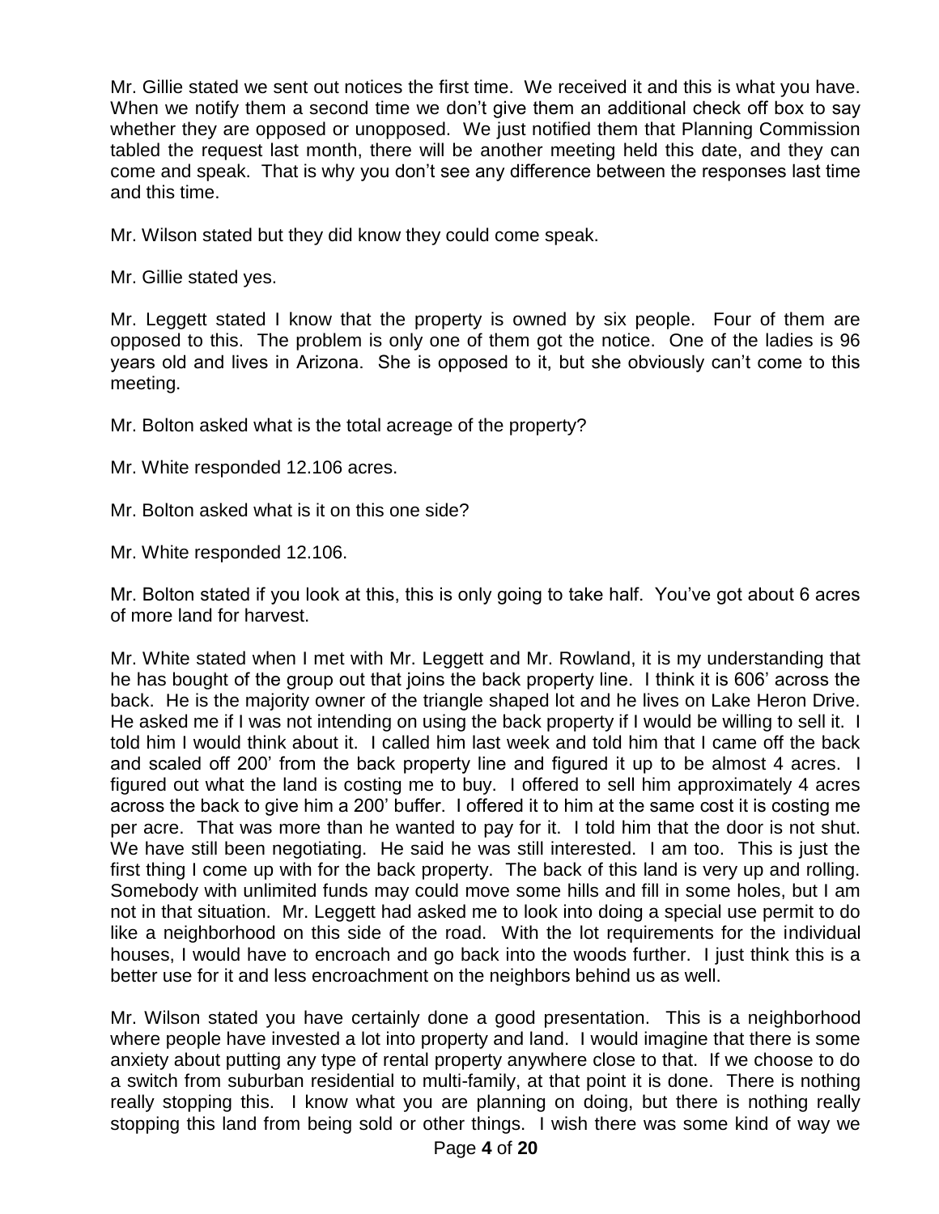Mr. Gillie stated we sent out notices the first time. We received it and this is what you have. When we notify them a second time we don't give them an additional check off box to say whether they are opposed or unopposed. We just notified them that Planning Commission tabled the request last month, there will be another meeting held this date, and they can come and speak. That is why you don't see any difference between the responses last time and this time.

Mr. Wilson stated but they did know they could come speak.

Mr. Gillie stated yes.

Mr. Leggett stated I know that the property is owned by six people. Four of them are opposed to this. The problem is only one of them got the notice. One of the ladies is 96 years old and lives in Arizona. She is opposed to it, but she obviously can't come to this meeting.

Mr. Bolton asked what is the total acreage of the property?

Mr. White responded 12.106 acres.

Mr. Bolton asked what is it on this one side?

Mr. White responded 12.106.

Mr. Bolton stated if you look at this, this is only going to take half. You've got about 6 acres of more land for harvest.

Mr. White stated when I met with Mr. Leggett and Mr. Rowland, it is my understanding that he has bought of the group out that joins the back property line. I think it is 606' across the back. He is the majority owner of the triangle shaped lot and he lives on Lake Heron Drive. He asked me if I was not intending on using the back property if I would be willing to sell it. I told him I would think about it. I called him last week and told him that I came off the back and scaled off 200' from the back property line and figured it up to be almost 4 acres. I figured out what the land is costing me to buy. I offered to sell him approximately 4 acres across the back to give him a 200' buffer. I offered it to him at the same cost it is costing me per acre. That was more than he wanted to pay for it. I told him that the door is not shut. We have still been negotiating. He said he was still interested. I am too. This is just the first thing I come up with for the back property. The back of this land is very up and rolling. Somebody with unlimited funds may could move some hills and fill in some holes, but I am not in that situation. Mr. Leggett had asked me to look into doing a special use permit to do like a neighborhood on this side of the road. With the lot requirements for the individual houses, I would have to encroach and go back into the woods further. I just think this is a better use for it and less encroachment on the neighbors behind us as well.

Mr. Wilson stated you have certainly done a good presentation. This is a neighborhood where people have invested a lot into property and land. I would imagine that there is some anxiety about putting any type of rental property anywhere close to that. If we choose to do a switch from suburban residential to multi-family, at that point it is done. There is nothing really stopping this. I know what you are planning on doing, but there is nothing really stopping this land from being sold or other things. I wish there was some kind of way we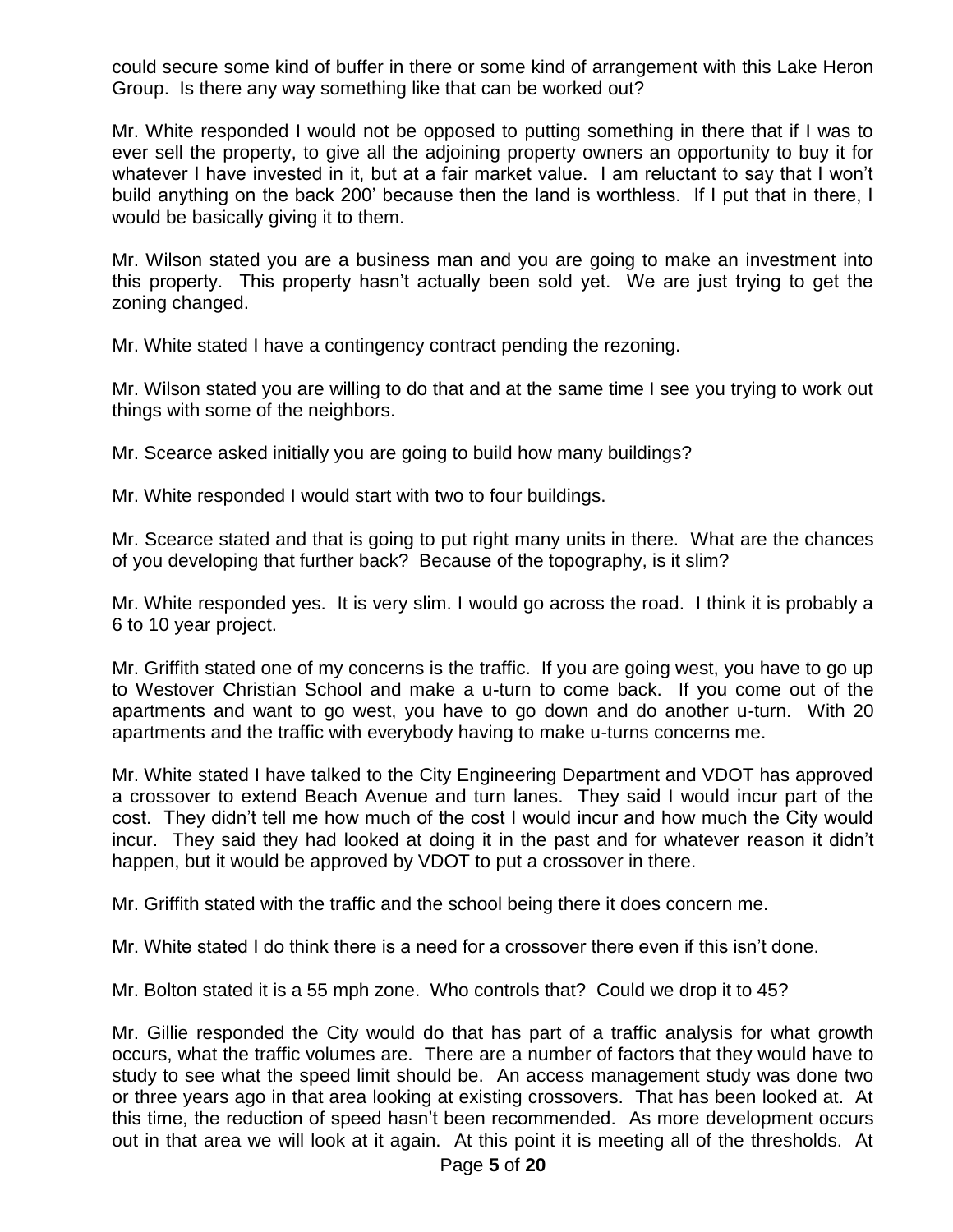could secure some kind of buffer in there or some kind of arrangement with this Lake Heron Group. Is there any way something like that can be worked out?

Mr. White responded I would not be opposed to putting something in there that if I was to ever sell the property, to give all the adjoining property owners an opportunity to buy it for whatever I have invested in it, but at a fair market value. I am reluctant to say that I won't build anything on the back 200' because then the land is worthless. If I put that in there, I would be basically giving it to them.

Mr. Wilson stated you are a business man and you are going to make an investment into this property. This property hasn't actually been sold yet. We are just trying to get the zoning changed.

Mr. White stated I have a contingency contract pending the rezoning.

Mr. Wilson stated you are willing to do that and at the same time I see you trying to work out things with some of the neighbors.

Mr. Scearce asked initially you are going to build how many buildings?

Mr. White responded I would start with two to four buildings.

Mr. Scearce stated and that is going to put right many units in there. What are the chances of you developing that further back? Because of the topography, is it slim?

Mr. White responded yes. It is very slim. I would go across the road. I think it is probably a 6 to 10 year project.

Mr. Griffith stated one of my concerns is the traffic. If you are going west, you have to go up to Westover Christian School and make a u-turn to come back. If you come out of the apartments and want to go west, you have to go down and do another u-turn. With 20 apartments and the traffic with everybody having to make u-turns concerns me.

Mr. White stated I have talked to the City Engineering Department and VDOT has approved a crossover to extend Beach Avenue and turn lanes. They said I would incur part of the cost. They didn't tell me how much of the cost I would incur and how much the City would incur. They said they had looked at doing it in the past and for whatever reason it didn't happen, but it would be approved by VDOT to put a crossover in there.

Mr. Griffith stated with the traffic and the school being there it does concern me.

Mr. White stated I do think there is a need for a crossover there even if this isn't done.

Mr. Bolton stated it is a 55 mph zone. Who controls that? Could we drop it to 45?

Mr. Gillie responded the City would do that has part of a traffic analysis for what growth occurs, what the traffic volumes are. There are a number of factors that they would have to study to see what the speed limit should be. An access management study was done two or three years ago in that area looking at existing crossovers. That has been looked at. At this time, the reduction of speed hasn't been recommended. As more development occurs out in that area we will look at it again. At this point it is meeting all of the thresholds. At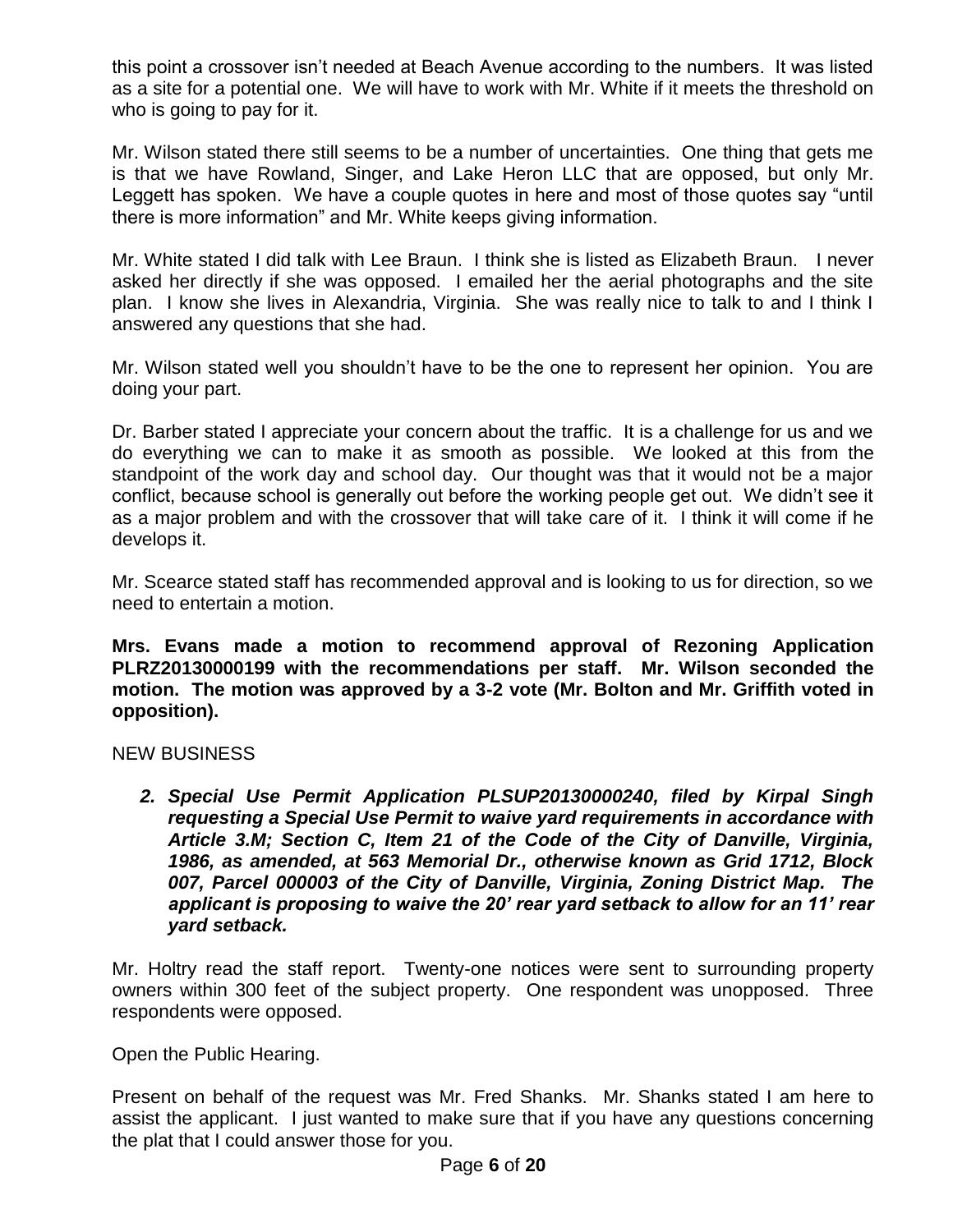this point a crossover isn't needed at Beach Avenue according to the numbers. It was listed as a site for a potential one. We will have to work with Mr. White if it meets the threshold on who is going to pay for it.

Mr. Wilson stated there still seems to be a number of uncertainties. One thing that gets me is that we have Rowland, Singer, and Lake Heron LLC that are opposed, but only Mr. Leggett has spoken. We have a couple quotes in here and most of those quotes say "until there is more information" and Mr. White keeps giving information.

Mr. White stated I did talk with Lee Braun. I think she is listed as Elizabeth Braun. I never asked her directly if she was opposed. I emailed her the aerial photographs and the site plan. I know she lives in Alexandria, Virginia. She was really nice to talk to and I think I answered any questions that she had.

Mr. Wilson stated well you shouldn't have to be the one to represent her opinion. You are doing your part.

Dr. Barber stated I appreciate your concern about the traffic. It is a challenge for us and we do everything we can to make it as smooth as possible. We looked at this from the standpoint of the work day and school day. Our thought was that it would not be a major conflict, because school is generally out before the working people get out. We didn't see it as a major problem and with the crossover that will take care of it. I think it will come if he develops it.

Mr. Scearce stated staff has recommended approval and is looking to us for direction, so we need to entertain a motion.

**Mrs. Evans made a motion to recommend approval of Rezoning Application PLRZ20130000199 with the recommendations per staff. Mr. Wilson seconded the motion. The motion was approved by a 3-2 vote (Mr. Bolton and Mr. Griffith voted in opposition).**

NEW BUSINESS

2. ***Special Use Permit Application PLSUP20130000240, filed by Kirpal Singh requesting a Special Use Permit to waive yard requirements in accordance with Article 3.M; Section C, Item 21 of the Code of the City of Danville, Virginia, 1986, as amended, at 563 Memorial Dr., otherwise known as Grid 1712, Block 007, Parcel 000003 of the City of Danville, Virginia, Zoning District Map. The applicant is proposing to waive the 20' rear yard setback to allow for an 11' rear yard setback.***

Mr. Holtry read the staff report. Twenty-one notices were sent to surrounding property owners within 300 feet of the subject property. One respondent was unopposed. Three respondents were opposed.

Open the Public Hearing.

Present on behalf of the request was Mr. Fred Shanks. Mr. Shanks stated I am here to assist the applicant. I just wanted to make sure that if you have any questions concerning the plat that I could answer those for you.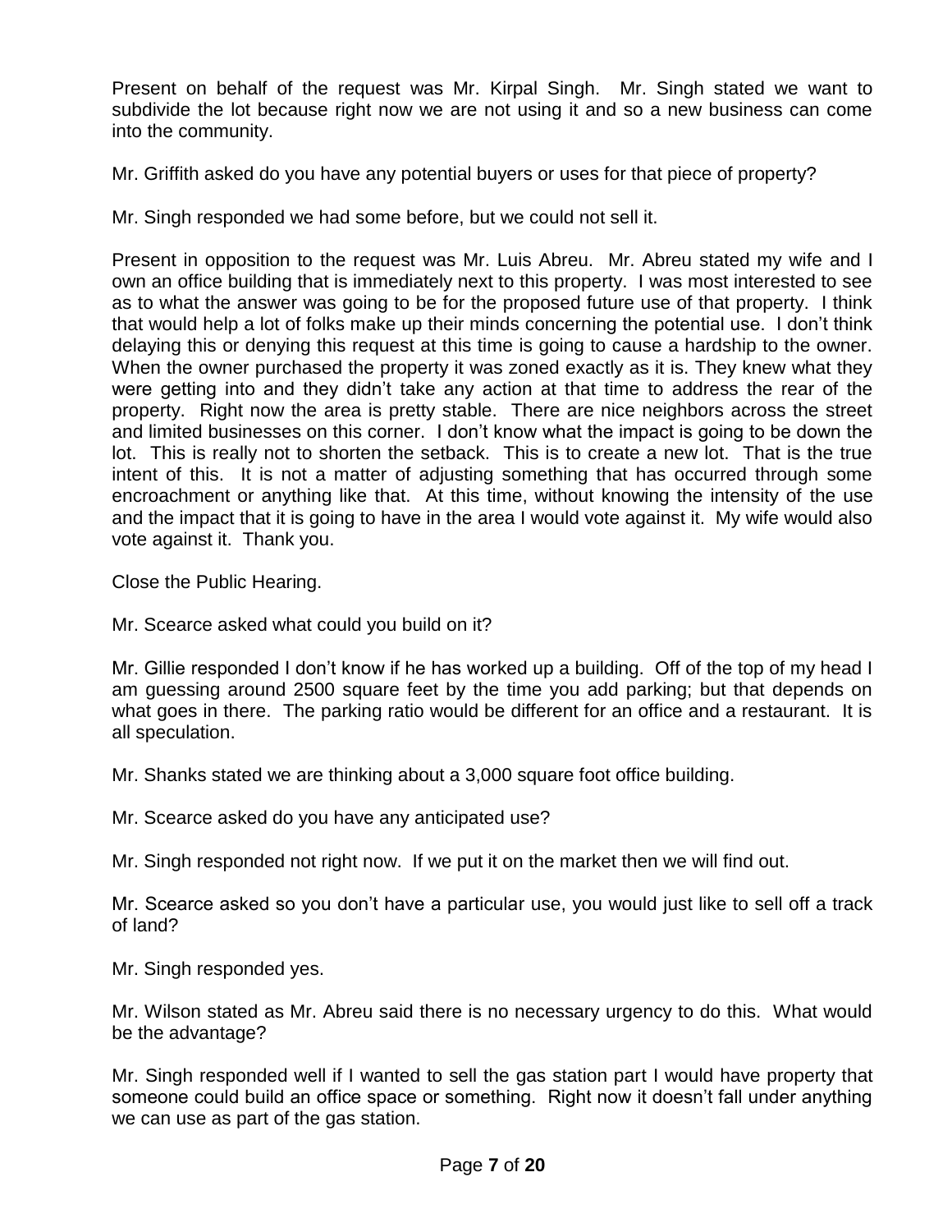Present on behalf of the request was Mr. Kirpal Singh. Mr. Singh stated we want to subdivide the lot because right now we are not using it and so a new business can come into the community.

Mr. Griffith asked do you have any potential buyers or uses for that piece of property?

Mr. Singh responded we had some before, but we could not sell it.

Present in opposition to the request was Mr. Luis Abreu. Mr. Abreu stated my wife and I own an office building that is immediately next to this property. I was most interested to see as to what the answer was going to be for the proposed future use of that property. I think that would help a lot of folks make up their minds concerning the potential use. I don't think delaying this or denying this request at this time is going to cause a hardship to the owner. When the owner purchased the property it was zoned exactly as it is. They knew what they were getting into and they didn't take any action at that time to address the rear of the property. Right now the area is pretty stable. There are nice neighbors across the street and limited businesses on this corner. I don't know what the impact is going to be down the lot. This is really not to shorten the setback. This is to create a new lot. That is the true intent of this. It is not a matter of adjusting something that has occurred through some encroachment or anything like that. At this time, without knowing the intensity of the use and the impact that it is going to have in the area I would vote against it. My wife would also vote against it. Thank you.

Close the Public Hearing.

Mr. Scearce asked what could you build on it?

Mr. Gillie responded I don't know if he has worked up a building. Off of the top of my head I am guessing around 2500 square feet by the time you add parking; but that depends on what goes in there. The parking ratio would be different for an office and a restaurant. It is all speculation.

Mr. Shanks stated we are thinking about a 3,000 square foot office building.

Mr. Scearce asked do you have any anticipated use?

Mr. Singh responded not right now. If we put it on the market then we will find out.

Mr. Scearce asked so you don't have a particular use, you would just like to sell off a track of land?

Mr. Singh responded yes.

Mr. Wilson stated as Mr. Abreu said there is no necessary urgency to do this. What would be the advantage?

Mr. Singh responded well if I wanted to sell the gas station part I would have property that someone could build an office space or something. Right now it doesn't fall under anything we can use as part of the gas station.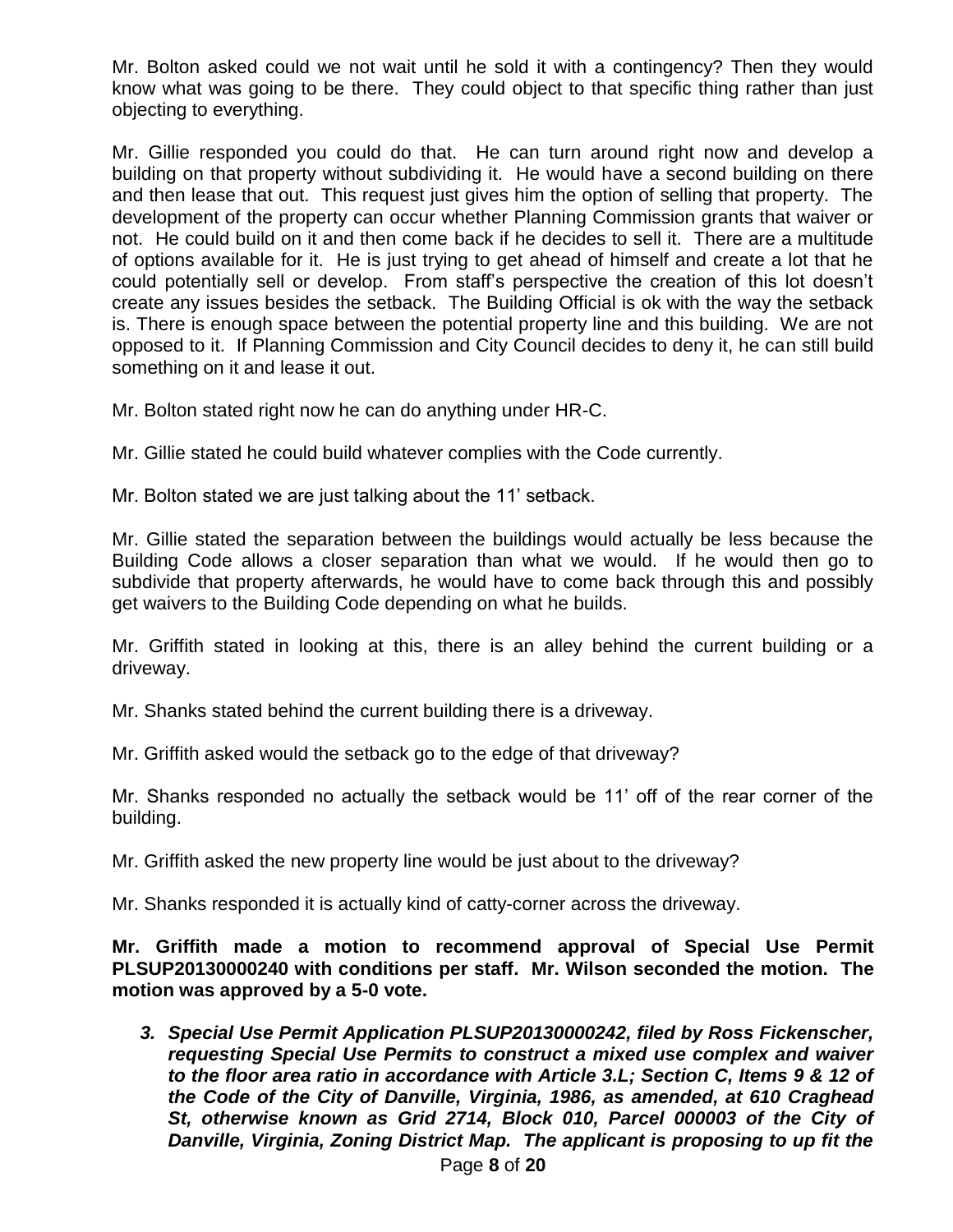Mr. Bolton asked could we not wait until he sold it with a contingency? Then they would know what was going to be there. They could object to that specific thing rather than just objecting to everything.

Mr. Gillie responded you could do that. He can turn around right now and develop a building on that property without subdividing it. He would have a second building on there and then lease that out. This request just gives him the option of selling that property. The development of the property can occur whether Planning Commission grants that waiver or not. He could build on it and then come back if he decides to sell it. There are a multitude of options available for it. He is just trying to get ahead of himself and create a lot that he could potentially sell or develop. From staff's perspective the creation of this lot doesn't create any issues besides the setback. The Building Official is ok with the way the setback is. There is enough space between the potential property line and this building. We are not opposed to it. If Planning Commission and City Council decides to deny it, he can still build something on it and lease it out.

Mr. Bolton stated right now he can do anything under HR-C.

Mr. Gillie stated he could build whatever complies with the Code currently.

Mr. Bolton stated we are just talking about the 11' setback.

Mr. Gillie stated the separation between the buildings would actually be less because the Building Code allows a closer separation than what we would. If he would then go to subdivide that property afterwards, he would have to come back through this and possibly get waivers to the Building Code depending on what he builds.

Mr. Griffith stated in looking at this, there is an alley behind the current building or a driveway.

Mr. Shanks stated behind the current building there is a driveway.

Mr. Griffith asked would the setback go to the edge of that driveway?

Mr. Shanks responded no actually the setback would be 11' off of the rear corner of the building.

Mr. Griffith asked the new property line would be just about to the driveway?

Mr. Shanks responded it is actually kind of catty-corner across the driveway.

**Mr. Griffith made a motion to recommend approval of Special Use Permit PLSUP20130000240 with conditions per staff. Mr. Wilson seconded the motion. The motion was approved by a 5-0 vote.**

3. ***Special Use Permit Application PLSUP20130000242, filed by Ross Fickenscher, requesting Special Use Permits to construct a mixed use complex and waiver to the floor area ratio in accordance with Article 3.L; Section C, Items 9 & 12 of the Code of the City of Danville, Virginia, 1986, as amended, at 610 Craghead St, otherwise known as Grid 2714, Block 010, Parcel 000003 of the City of Danville, Virginia, Zoning District Map. The applicant is proposing to up fit the***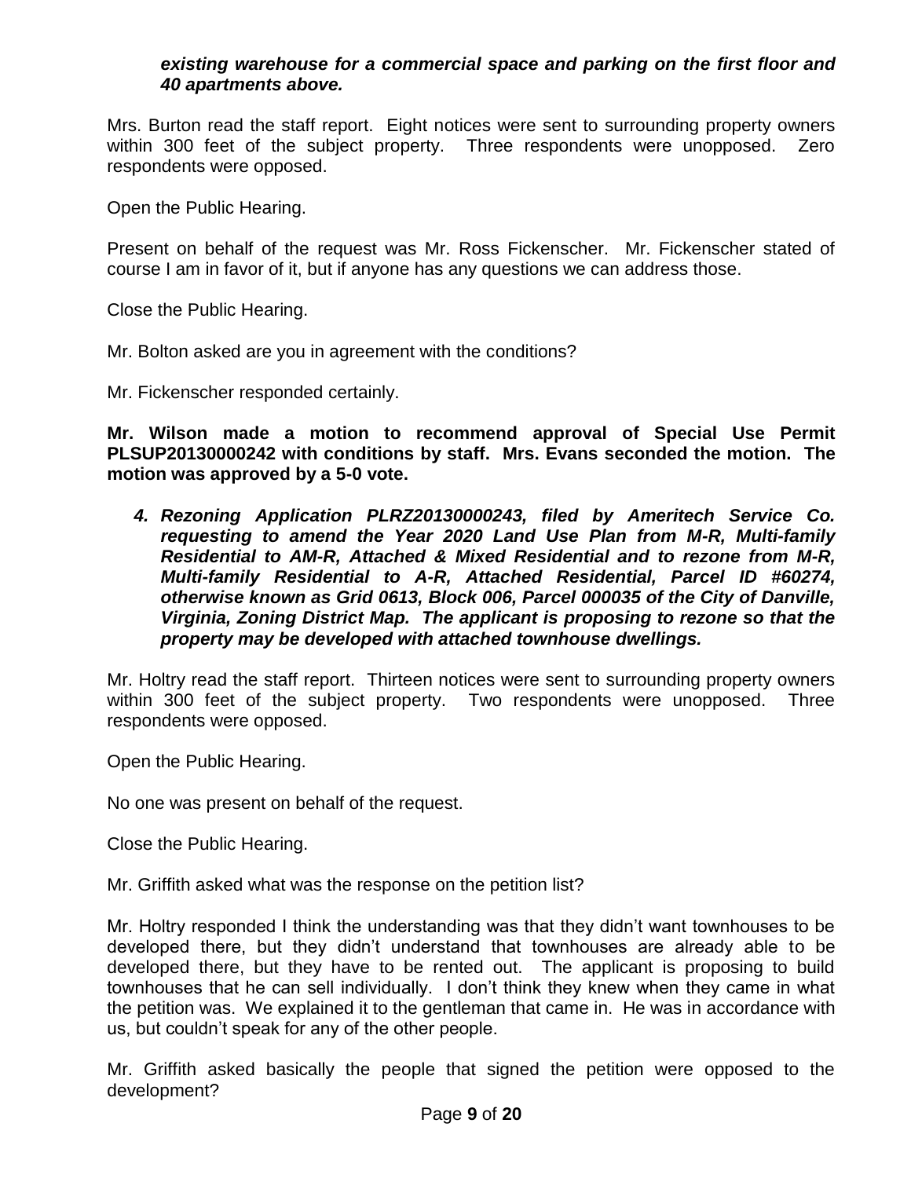***existing warehouse for a commercial space and parking on the first floor and 40 apartments above.***

Mrs. Burton read the staff report. Eight notices were sent to surrounding property owners within 300 feet of the subject property. Three respondents were unopposed. Zero respondents were opposed.

Open the Public Hearing.

Present on behalf of the request was Mr. Ross Fickenscher. Mr. Fickenscher stated of course I am in favor of it, but if anyone has any questions we can address those.

Close the Public Hearing.

Mr. Bolton asked are you in agreement with the conditions?

Mr. Fickenscher responded certainly.

**Mr. Wilson made a motion to recommend approval of Special Use Permit PLSUP20130000242 with conditions by staff. Mrs. Evans seconded the motion. The motion was approved by a 5-0 vote.**

4. ***Rezoning Application PLRZ20130000243, filed by Ameritech Service Co. requesting to amend the Year 2020 Land Use Plan from M-R, Multi-family Residential to AM-R, Attached & Mixed Residential and to rezone from M-R, Multi-family Residential to A-R, Attached Residential, Parcel ID #60274, otherwise known as Grid 0613, Block 006, Parcel 000035 of the City of Danville, Virginia, Zoning District Map. The applicant is proposing to rezone so that the property may be developed with attached townhouse dwellings.***

Mr. Holtry read the staff report. Thirteen notices were sent to surrounding property owners within 300 feet of the subject property. Two respondents were unopposed. Three respondents were opposed.

Open the Public Hearing.

No one was present on behalf of the request.

Close the Public Hearing.

Mr. Griffith asked what was the response on the petition list?

Mr. Holtry responded I think the understanding was that they didn't want townhouses to be developed there, but they didn't understand that townhouses are already able to be developed there, but they have to be rented out. The applicant is proposing to build townhouses that he can sell individually. I don't think they knew when they came in what the petition was. We explained it to the gentleman that came in. He was in accordance with us, but couldn't speak for any of the other people.

Mr. Griffith asked basically the people that signed the petition were opposed to the development?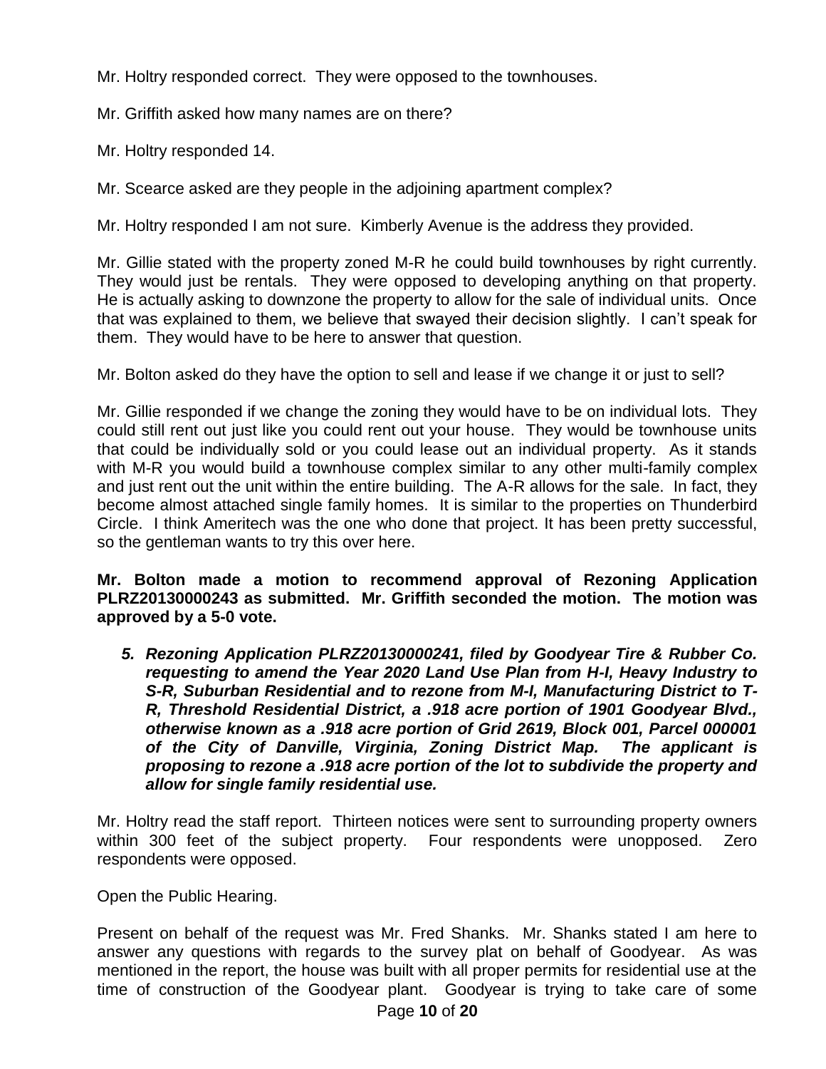Mr. Holtry responded correct. They were opposed to the townhouses.

Mr. Griffith asked how many names are on there?

Mr. Holtry responded 14.

Mr. Scearce asked are they people in the adjoining apartment complex?

Mr. Holtry responded I am not sure. Kimberly Avenue is the address they provided.

Mr. Gillie stated with the property zoned M-R he could build townhouses by right currently. They would just be rentals. They were opposed to developing anything on that property. He is actually asking to downzone the property to allow for the sale of individual units. Once that was explained to them, we believe that swayed their decision slightly. I can't speak for them. They would have to be here to answer that question.

Mr. Bolton asked do they have the option to sell and lease if we change it or just to sell?

Mr. Gillie responded if we change the zoning they would have to be on individual lots. They could still rent out just like you could rent out your house. They would be townhouse units that could be individually sold or you could lease out an individual property. As it stands with M-R you would build a townhouse complex similar to any other multi-family complex and just rent out the unit within the entire building. The A-R allows for the sale. In fact, they become almost attached single family homes. It is similar to the properties on Thunderbird Circle. I think Ameritech was the one who done that project. It has been pretty successful, so the gentleman wants to try this over here.

**Mr. Bolton made a motion to recommend approval of Rezoning Application PLRZ20130000243 as submitted. Mr. Griffith seconded the motion. The motion was approved by a 5-0 vote.**

5. ***Rezoning Application PLRZ20130000241, filed by Goodyear Tire & Rubber Co. requesting to amend the Year 2020 Land Use Plan from H-I, Heavy Industry to S-R, Suburban Residential and to rezone from M-I, Manufacturing District to T-R, Threshold Residential District, a .918 acre portion of 1901 Goodyear Blvd., otherwise known as a .918 acre portion of Grid 2619, Block 001, Parcel 000001 of the City of Danville, Virginia, Zoning District Map. The applicant is proposing to rezone a .918 acre portion of the lot to subdivide the property and allow for single family residential use.***

Mr. Holtry read the staff report. Thirteen notices were sent to surrounding property owners within 300 feet of the subject property. Four respondents were unopposed. Zero respondents were opposed.

Open the Public Hearing.

Present on behalf of the request was Mr. Fred Shanks. Mr. Shanks stated I am here to answer any questions with regards to the survey plat on behalf of Goodyear. As was mentioned in the report, the house was built with all proper permits for residential use at the time of construction of the Goodyear plant. Goodyear is trying to take care of some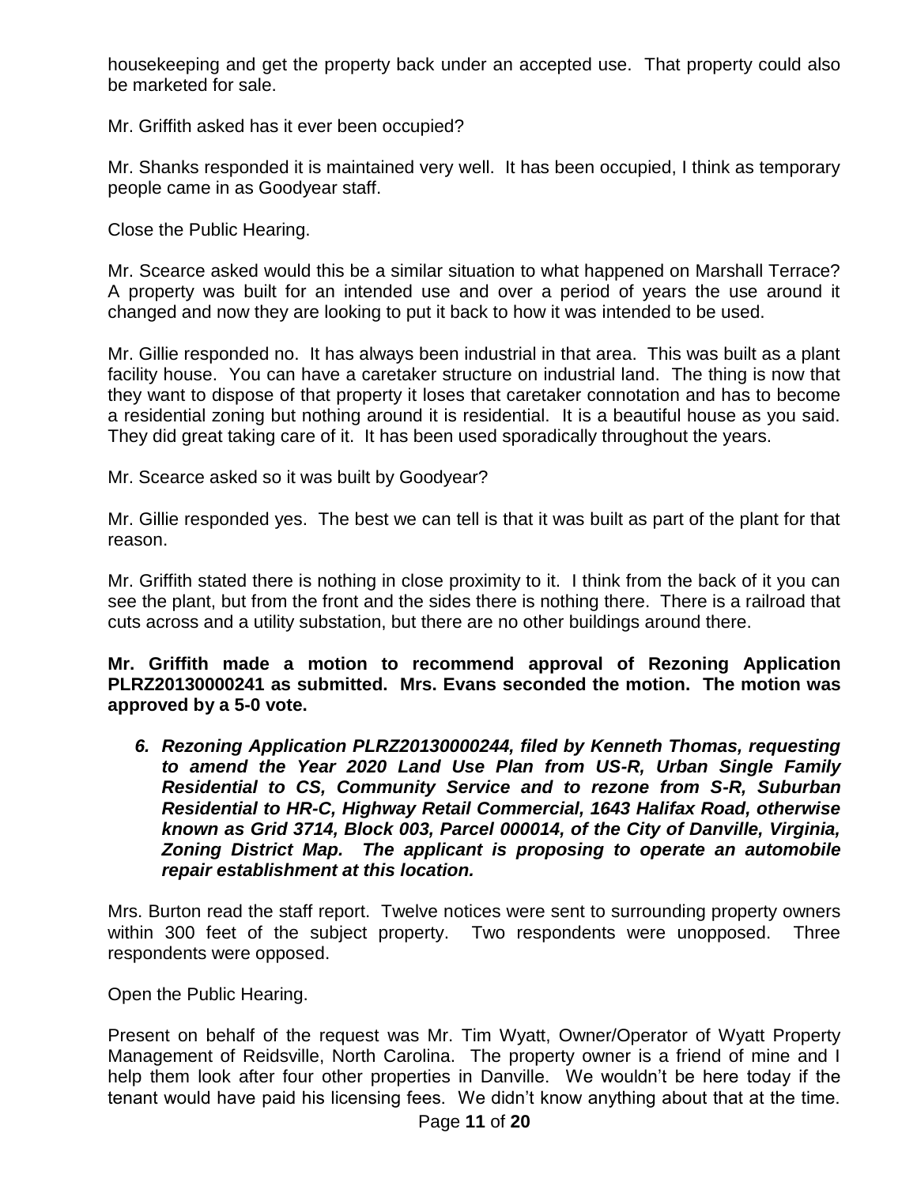housekeeping and get the property back under an accepted use. That property could also be marketed for sale.

Mr. Griffith asked has it ever been occupied?

Mr. Shanks responded it is maintained very well. It has been occupied, I think as temporary people came in as Goodyear staff.

Close the Public Hearing.

Mr. Scearce asked would this be a similar situation to what happened on Marshall Terrace? A property was built for an intended use and over a period of years the use around it changed and now they are looking to put it back to how it was intended to be used.

Mr. Gillie responded no. It has always been industrial in that area. This was built as a plant facility house. You can have a caretaker structure on industrial land. The thing is now that they want to dispose of that property it loses that caretaker connotation and has to become a residential zoning but nothing around it is residential. It is a beautiful house as you said. They did great taking care of it. It has been used sporadically throughout the years.

Mr. Scearce asked so it was built by Goodyear?

Mr. Gillie responded yes. The best we can tell is that it was built as part of the plant for that reason.

Mr. Griffith stated there is nothing in close proximity to it. I think from the back of it you can see the plant, but from the front and the sides there is nothing there. There is a railroad that cuts across and a utility substation, but there are no other buildings around there.

**Mr. Griffith made a motion to recommend approval of Rezoning Application PLRZ20130000241 as submitted. Mrs. Evans seconded the motion. The motion was approved by a 5-0 vote.**

6. ***Rezoning Application PLRZ20130000244, filed by Kenneth Thomas, requesting to amend the Year 2020 Land Use Plan from US-R, Urban Single Family Residential to CS, Community Service and to rezone from S-R, Suburban Residential to HR-C, Highway Retail Commercial, 1643 Halifax Road, otherwise known as Grid 3714, Block 003, Parcel 000014, of the City of Danville, Virginia, Zoning District Map. The applicant is proposing to operate an automobile repair establishment at this location.***

Mrs. Burton read the staff report. Twelve notices were sent to surrounding property owners within 300 feet of the subject property. Two respondents were unopposed. Three respondents were opposed.

Open the Public Hearing.

Present on behalf of the request was Mr. Tim Wyatt, Owner/Operator of Wyatt Property Management of Reidsville, North Carolina. The property owner is a friend of mine and I help them look after four other properties in Danville. We wouldn't be here today if the tenant would have paid his licensing fees. We didn't know anything about that at the time.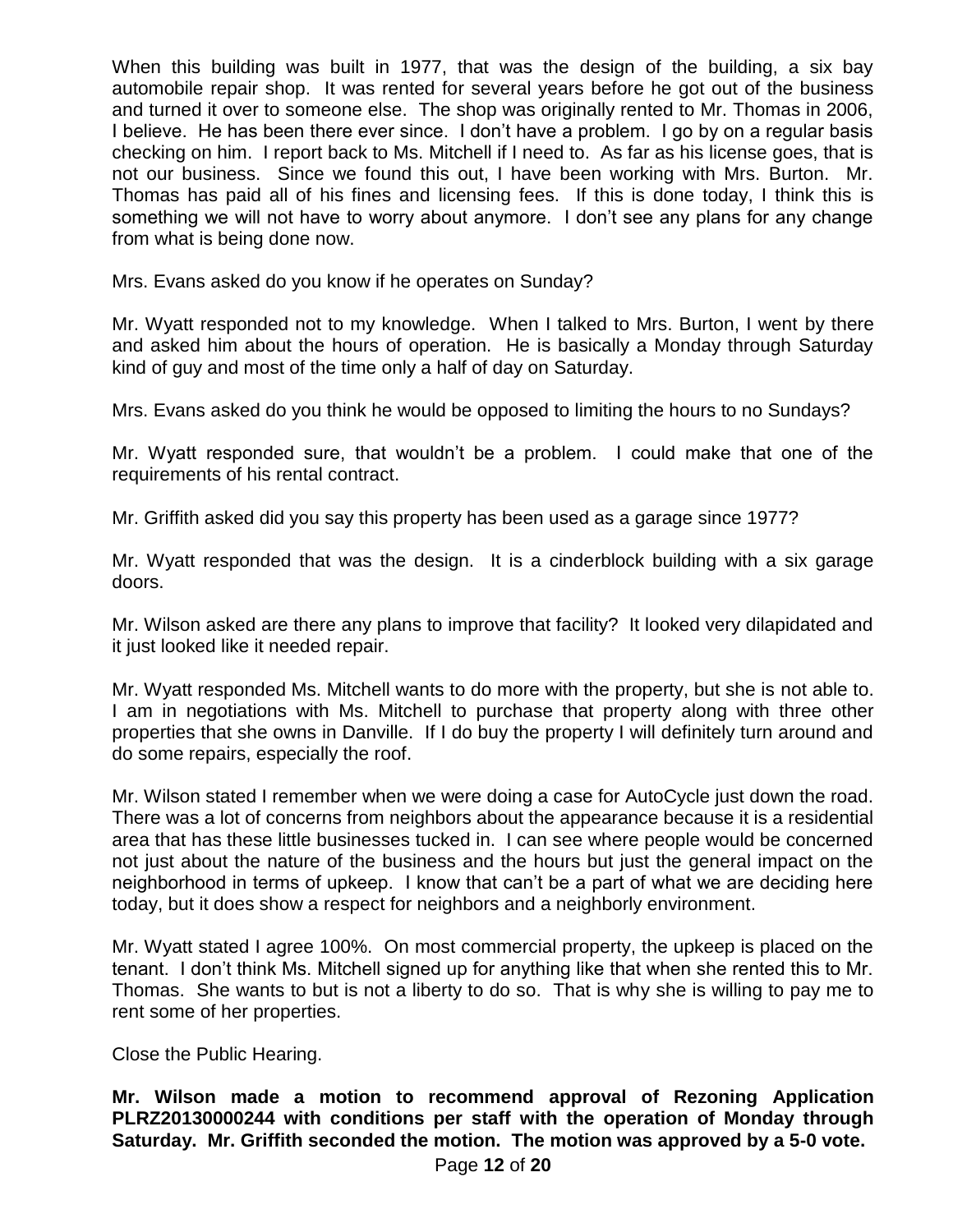When this building was built in 1977, that was the design of the building, a six bay automobile repair shop. It was rented for several years before he got out of the business and turned it over to someone else. The shop was originally rented to Mr. Thomas in 2006, I believe. He has been there ever since. I don't have a problem. I go by on a regular basis checking on him. I report back to Ms. Mitchell if I need to. As far as his license goes, that is not our business. Since we found this out, I have been working with Mrs. Burton. Mr. Thomas has paid all of his fines and licensing fees. If this is done today, I think this is something we will not have to worry about anymore. I don't see any plans for any change from what is being done now.

Mrs. Evans asked do you know if he operates on Sunday?

Mr. Wyatt responded not to my knowledge. When I talked to Mrs. Burton, I went by there and asked him about the hours of operation. He is basically a Monday through Saturday kind of guy and most of the time only a half of day on Saturday.

Mrs. Evans asked do you think he would be opposed to limiting the hours to no Sundays?

Mr. Wyatt responded sure, that wouldn't be a problem. I could make that one of the requirements of his rental contract.

Mr. Griffith asked did you say this property has been used as a garage since 1977?

Mr. Wyatt responded that was the design. It is a cinderblock building with a six garage doors.

Mr. Wilson asked are there any plans to improve that facility? It looked very dilapidated and it just looked like it needed repair.

Mr. Wyatt responded Ms. Mitchell wants to do more with the property, but she is not able to. I am in negotiations with Ms. Mitchell to purchase that property along with three other properties that she owns in Danville. If I do buy the property I will definitely turn around and do some repairs, especially the roof.

Mr. Wilson stated I remember when we were doing a case for AutoCycle just down the road. There was a lot of concerns from neighbors about the appearance because it is a residential area that has these little businesses tucked in. I can see where people would be concerned not just about the nature of the business and the hours but just the general impact on the neighborhood in terms of upkeep. I know that can't be a part of what we are deciding here today, but it does show a respect for neighbors and a neighborly environment.

Mr. Wyatt stated I agree 100%. On most commercial property, the upkeep is placed on the tenant. I don't think Ms. Mitchell signed up for anything like that when she rented this to Mr. Thomas. She wants to but is not a liberty to do so. That is why she is willing to pay me to rent some of her properties.

Close the Public Hearing.

**Mr. Wilson made a motion to recommend approval of Rezoning Application PLRZ20130000244 with conditions per staff with the operation of Monday through Saturday. Mr. Griffith seconded the motion. The motion was approved by a 5-0 vote.**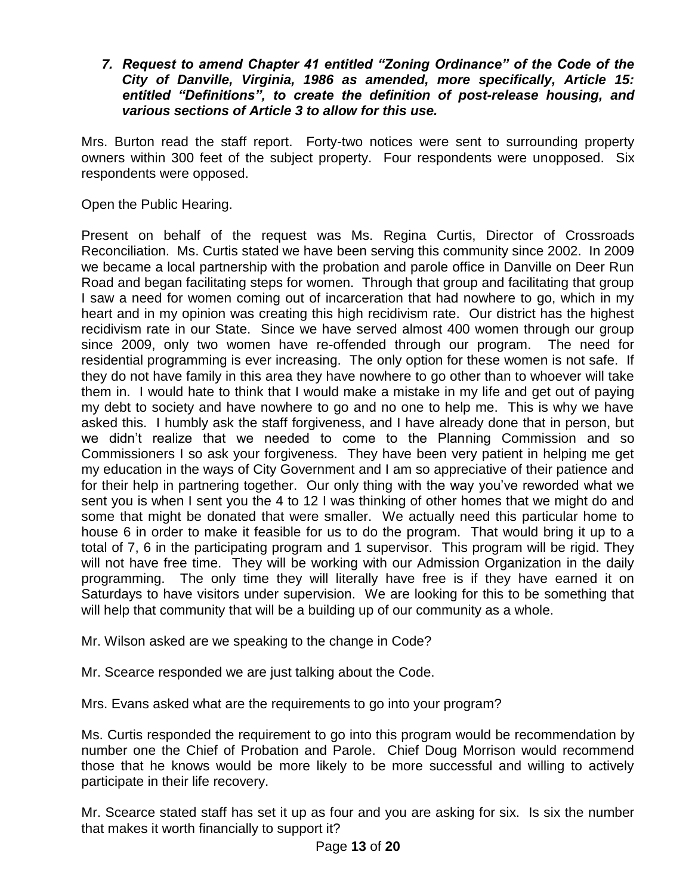***7. Request to amend Chapter 41 entitled "Zoning Ordinance" of the Code of the City of Danville, Virginia, 1986 as amended, more specifically, Article 15: entitled "Definitions", to create the definition of post-release housing, and various sections of Article 3 to allow for this use.***

Mrs. Burton read the staff report. Forty-two notices were sent to surrounding property owners within 300 feet of the subject property. Four respondents were unopposed. Six respondents were opposed.

Open the Public Hearing.

Present on behalf of the request was Ms. Regina Curtis, Director of Crossroads Reconciliation. Ms. Curtis stated we have been serving this community since 2002. In 2009 we became a local partnership with the probation and parole office in Danville on Deer Run Road and began facilitating steps for women. Through that group and facilitating that group I saw a need for women coming out of incarceration that had nowhere to go, which in my heart and in my opinion was creating this high recidivism rate. Our district has the highest recidivism rate in our State. Since we have served almost 400 women through our group since 2009, only two women have re-offended through our program. The need for residential programming is ever increasing. The only option for these women is not safe. If they do not have family in this area they have nowhere to go other than to whoever will take them in. I would hate to think that I would make a mistake in my life and get out of paying my debt to society and have nowhere to go and no one to help me. This is why we have asked this. I humbly ask the staff forgiveness, and I have already done that in person, but we didn't realize that we needed to come to the Planning Commission and so Commissioners I so ask your forgiveness. They have been very patient in helping me get my education in the ways of City Government and I am so appreciative of their patience and for their help in partnering together. Our only thing with the way you've reworded what we sent you is when I sent you the 4 to 12 I was thinking of other homes that we might do and some that might be donated that were smaller. We actually need this particular home to house 6 in order to make it feasible for us to do the program. That would bring it up to a total of 7, 6 in the participating program and 1 supervisor. This program will be rigid. They will not have free time. They will be working with our Admission Organization in the daily programming. The only time they will literally have free is if they have earned it on Saturdays to have visitors under supervision. We are looking for this to be something that will help that community that will be a building up of our community as a whole.

Mr. Wilson asked are we speaking to the change in Code?

Mr. Scearce responded we are just talking about the Code.

Mrs. Evans asked what are the requirements to go into your program?

Ms. Curtis responded the requirement to go into this program would be recommendation by number one the Chief of Probation and Parole. Chief Doug Morrison would recommend those that he knows would be more likely to be more successful and willing to actively participate in their life recovery.

Mr. Scearce stated staff has set it up as four and you are asking for six. Is six the number that makes it worth financially to support it?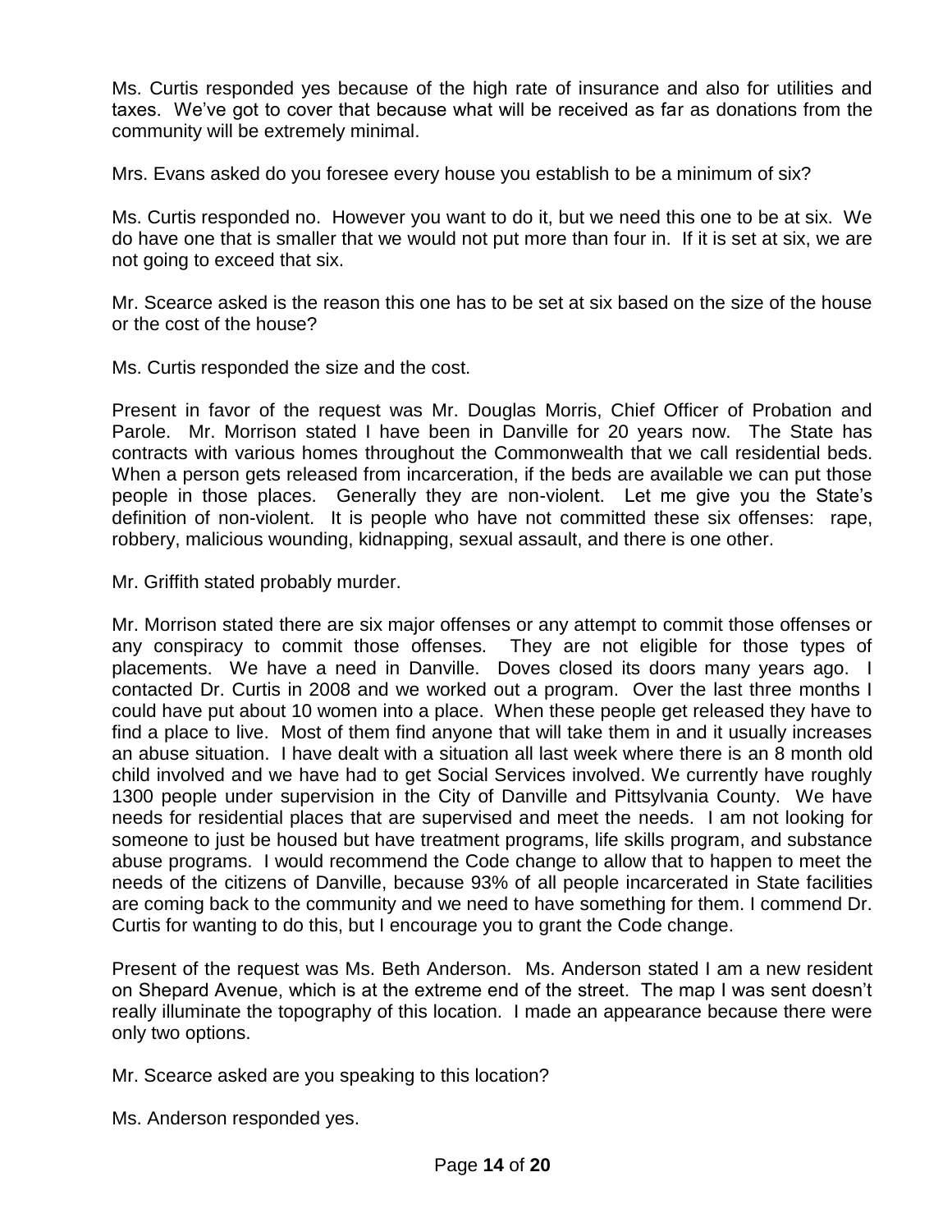Ms. Curtis responded yes because of the high rate of insurance and also for utilities and taxes. We've got to cover that because what will be received as far as donations from the community will be extremely minimal.

Mrs. Evans asked do you foresee every house you establish to be a minimum of six?

Ms. Curtis responded no. However you want to do it, but we need this one to be at six. We do have one that is smaller that we would not put more than four in. If it is set at six, we are not going to exceed that six.

Mr. Scearce asked is the reason this one has to be set at six based on the size of the house or the cost of the house?

Ms. Curtis responded the size and the cost.

Present in favor of the request was Mr. Douglas Morris, Chief Officer of Probation and Parole. Mr. Morrison stated I have been in Danville for 20 years now. The State has contracts with various homes throughout the Commonwealth that we call residential beds. When a person gets released from incarceration, if the beds are available we can put those people in those places. Generally they are non-violent. Let me give you the State's definition of non-violent. It is people who have not committed these six offenses: rape, robbery, malicious wounding, kidnapping, sexual assault, and there is one other.

Mr. Griffith stated probably murder.

Mr. Morrison stated there are six major offenses or any attempt to commit those offenses or any conspiracy to commit those offenses. They are not eligible for those types of placements. We have a need in Danville. Doves closed its doors many years ago. I contacted Dr. Curtis in 2008 and we worked out a program. Over the last three months I could have put about 10 women into a place. When these people get released they have to find a place to live. Most of them find anyone that will take them in and it usually increases an abuse situation. I have dealt with a situation all last week where there is an 8 month old child involved and we have had to get Social Services involved. We currently have roughly 1300 people under supervision in the City of Danville and Pittsylvania County. We have needs for residential places that are supervised and meet the needs. I am not looking for someone to just be housed but have treatment programs, life skills program, and substance abuse programs. I would recommend the Code change to allow that to happen to meet the needs of the citizens of Danville, because 93% of all people incarcerated in State facilities are coming back to the community and we need to have something for them. I commend Dr. Curtis for wanting to do this, but I encourage you to grant the Code change.

Present of the request was Ms. Beth Anderson. Ms. Anderson stated I am a new resident on Shepard Avenue, which is at the extreme end of the street. The map I was sent doesn't really illuminate the topography of this location. I made an appearance because there were only two options.

Mr. Scearce asked are you speaking to this location?

Ms. Anderson responded yes.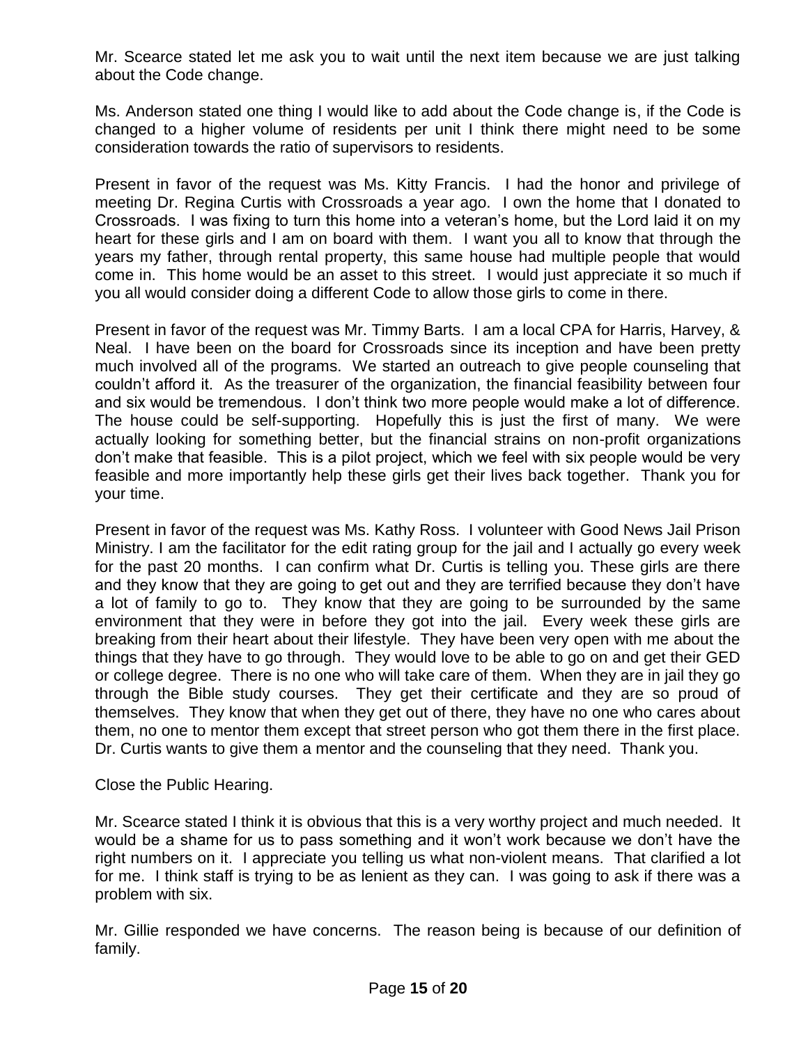Mr. Scearce stated let me ask you to wait until the next item because we are just talking about the Code change.

Ms. Anderson stated one thing I would like to add about the Code change is, if the Code is changed to a higher volume of residents per unit I think there might need to be some consideration towards the ratio of supervisors to residents.

Present in favor of the request was Ms. Kitty Francis. I had the honor and privilege of meeting Dr. Regina Curtis with Crossroads a year ago. I own the home that I donated to Crossroads. I was fixing to turn this home into a veteran's home, but the Lord laid it on my heart for these girls and I am on board with them. I want you all to know that through the years my father, through rental property, this same house had multiple people that would come in. This home would be an asset to this street. I would just appreciate it so much if you all would consider doing a different Code to allow those girls to come in there.

Present in favor of the request was Mr. Timmy Barts. I am a local CPA for Harris, Harvey, & Neal. I have been on the board for Crossroads since its inception and have been pretty much involved all of the programs. We started an outreach to give people counseling that couldn't afford it. As the treasurer of the organization, the financial feasibility between four and six would be tremendous. I don't think two more people would make a lot of difference. The house could be self-supporting. Hopefully this is just the first of many. We were actually looking for something better, but the financial strains on non-profit organizations don't make that feasible. This is a pilot project, which we feel with six people would be very feasible and more importantly help these girls get their lives back together. Thank you for your time.

Present in favor of the request was Ms. Kathy Ross. I volunteer with Good News Jail Prison Ministry. I am the facilitator for the edit rating group for the jail and I actually go every week for the past 20 months. I can confirm what Dr. Curtis is telling you. These girls are there and they know that they are going to get out and they are terrified because they don't have a lot of family to go to. They know that they are going to be surrounded by the same environment that they were in before they got into the jail. Every week these girls are breaking from their heart about their lifestyle. They have been very open with me about the things that they have to go through. They would love to be able to go on and get their GED or college degree. There is no one who will take care of them. When they are in jail they go through the Bible study courses. They get their certificate and they are so proud of themselves. They know that when they get out of there, they have no one who cares about them, no one to mentor them except that street person who got them there in the first place. Dr. Curtis wants to give them a mentor and the counseling that they need. Thank you.

Close the Public Hearing.

Mr. Scearce stated I think it is obvious that this is a very worthy project and much needed. It would be a shame for us to pass something and it won't work because we don't have the right numbers on it. I appreciate you telling us what non-violent means. That clarified a lot for me. I think staff is trying to be as lenient as they can. I was going to ask if there was a problem with six.

Mr. Gillie responded we have concerns. The reason being is because of our definition of family.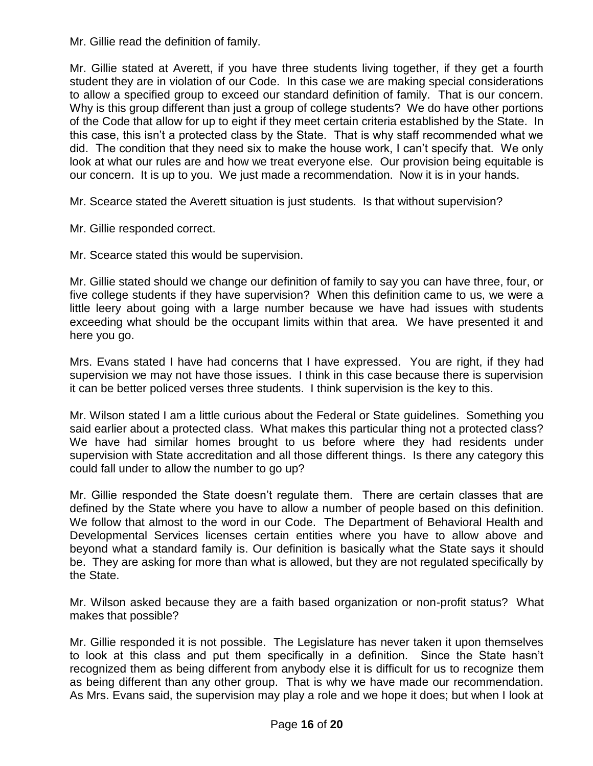Mr. Gillie read the definition of family.

Mr. Gillie stated at Averett, if you have three students living together, if they get a fourth student they are in violation of our Code. In this case we are making special considerations to allow a specified group to exceed our standard definition of family. That is our concern. Why is this group different than just a group of college students? We do have other portions of the Code that allow for up to eight if they meet certain criteria established by the State. In this case, this isn't a protected class by the State. That is why staff recommended what we did. The condition that they need six to make the house work, I can't specify that. We only look at what our rules are and how we treat everyone else. Our provision being equitable is our concern. It is up to you. We just made a recommendation. Now it is in your hands.

Mr. Scearce stated the Averett situation is just students. Is that without supervision?

Mr. Gillie responded correct.

Mr. Scearce stated this would be supervision.

Mr. Gillie stated should we change our definition of family to say you can have three, four, or five college students if they have supervision? When this definition came to us, we were a little leery about going with a large number because we have had issues with students exceeding what should be the occupant limits within that area. We have presented it and here you go.

Mrs. Evans stated I have had concerns that I have expressed. You are right, if they had supervision we may not have those issues. I think in this case because there is supervision it can be better policed verses three students. I think supervision is the key to this.

Mr. Wilson stated I am a little curious about the Federal or State guidelines. Something you said earlier about a protected class. What makes this particular thing not a protected class? We have had similar homes brought to us before where they had residents under supervision with State accreditation and all those different things. Is there any category this could fall under to allow the number to go up?

Mr. Gillie responded the State doesn't regulate them. There are certain classes that are defined by the State where you have to allow a number of people based on this definition. We follow that almost to the word in our Code. The Department of Behavioral Health and Developmental Services licenses certain entities where you have to allow above and beyond what a standard family is. Our definition is basically what the State says it should be. They are asking for more than what is allowed, but they are not regulated specifically by the State.

Mr. Wilson asked because they are a faith based organization or non-profit status? What makes that possible?

Mr. Gillie responded it is not possible. The Legislature has never taken it upon themselves to look at this class and put them specifically in a definition. Since the State hasn't recognized them as being different from anybody else it is difficult for us to recognize them as being different than any other group. That is why we have made our recommendation. As Mrs. Evans said, the supervision may play a role and we hope it does; but when I look at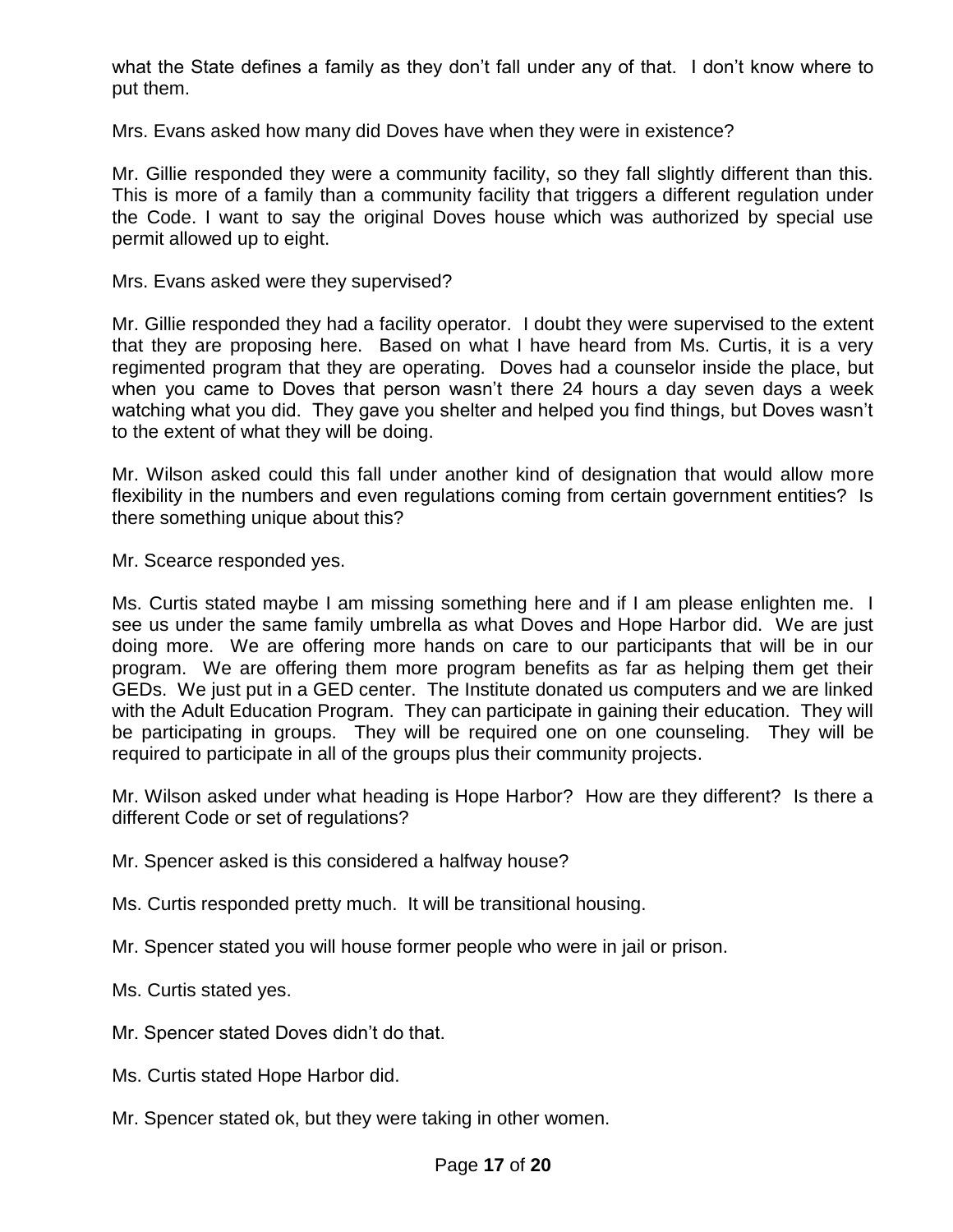what the State defines a family as they don't fall under any of that. I don't know where to put them.

Mrs. Evans asked how many did Doves have when they were in existence?

Mr. Gillie responded they were a community facility, so they fall slightly different than this. This is more of a family than a community facility that triggers a different regulation under the Code. I want to say the original Doves house which was authorized by special use permit allowed up to eight.

Mrs. Evans asked were they supervised?

Mr. Gillie responded they had a facility operator. I doubt they were supervised to the extent that they are proposing here. Based on what I have heard from Ms. Curtis, it is a very regimented program that they are operating. Doves had a counselor inside the place, but when you came to Doves that person wasn't there 24 hours a day seven days a week watching what you did. They gave you shelter and helped you find things, but Doves wasn't to the extent of what they will be doing.

Mr. Wilson asked could this fall under another kind of designation that would allow more flexibility in the numbers and even regulations coming from certain government entities? Is there something unique about this?

Mr. Scearce responded yes.

Ms. Curtis stated maybe I am missing something here and if I am please enlighten me. I see us under the same family umbrella as what Doves and Hope Harbor did. We are just doing more. We are offering more hands on care to our participants that will be in our program. We are offering them more program benefits as far as helping them get their GEDs. We just put in a GED center. The Institute donated us computers and we are linked with the Adult Education Program. They can participate in gaining their education. They will be participating in groups. They will be required one on one counseling. They will be required to participate in all of the groups plus their community projects.

Mr. Wilson asked under what heading is Hope Harbor? How are they different? Is there a different Code or set of regulations?

Mr. Spencer asked is this considered a halfway house?

Ms. Curtis responded pretty much. It will be transitional housing.

Mr. Spencer stated you will house former people who were in jail or prison.

Ms. Curtis stated yes.

Mr. Spencer stated Doves didn't do that.

Ms. Curtis stated Hope Harbor did.

Mr. Spencer stated ok, but they were taking in other women.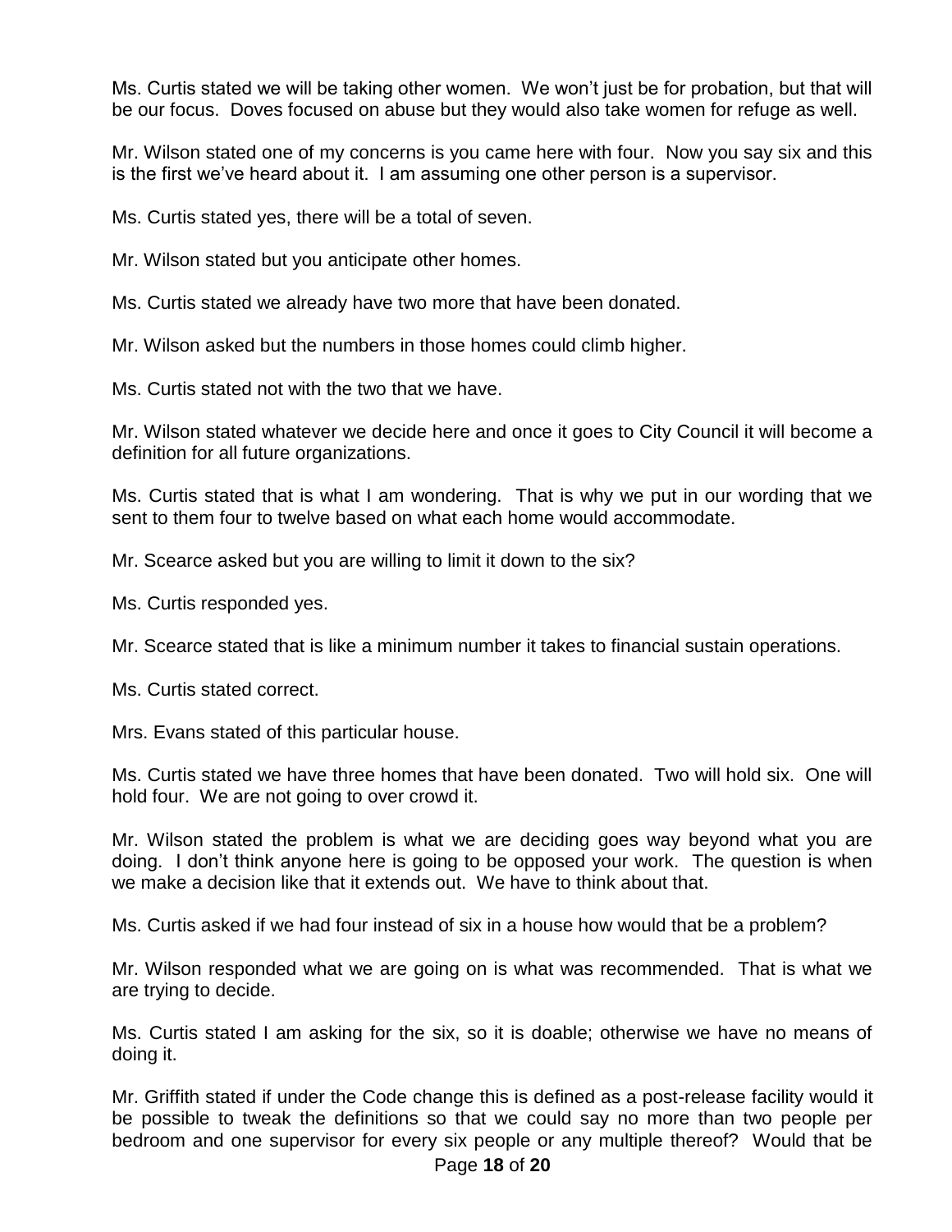Ms. Curtis stated we will be taking other women. We won't just be for probation, but that will be our focus. Doves focused on abuse but they would also take women for refuge as well.

Mr. Wilson stated one of my concerns is you came here with four. Now you say six and this is the first we've heard about it. I am assuming one other person is a supervisor.

Ms. Curtis stated yes, there will be a total of seven.

Mr. Wilson stated but you anticipate other homes.

Ms. Curtis stated we already have two more that have been donated.

Mr. Wilson asked but the numbers in those homes could climb higher.

Ms. Curtis stated not with the two that we have.

Mr. Wilson stated whatever we decide here and once it goes to City Council it will become a definition for all future organizations.

Ms. Curtis stated that is what I am wondering. That is why we put in our wording that we sent to them four to twelve based on what each home would accommodate.

Mr. Scearce asked but you are willing to limit it down to the six?

Ms. Curtis responded yes.

Mr. Scearce stated that is like a minimum number it takes to financial sustain operations.

Ms. Curtis stated correct.

Mrs. Evans stated of this particular house.

Ms. Curtis stated we have three homes that have been donated. Two will hold six. One will hold four. We are not going to over crowd it.

Mr. Wilson stated the problem is what we are deciding goes way beyond what you are doing. I don't think anyone here is going to be opposed your work. The question is when we make a decision like that it extends out. We have to think about that.

Ms. Curtis asked if we had four instead of six in a house how would that be a problem?

Mr. Wilson responded what we are going on is what was recommended. That is what we are trying to decide.

Ms. Curtis stated I am asking for the six, so it is doable; otherwise we have no means of doing it.

Mr. Griffith stated if under the Code change this is defined as a post-release facility would it be possible to tweak the definitions so that we could say no more than two people per bedroom and one supervisor for every six people or any multiple thereof? Would that be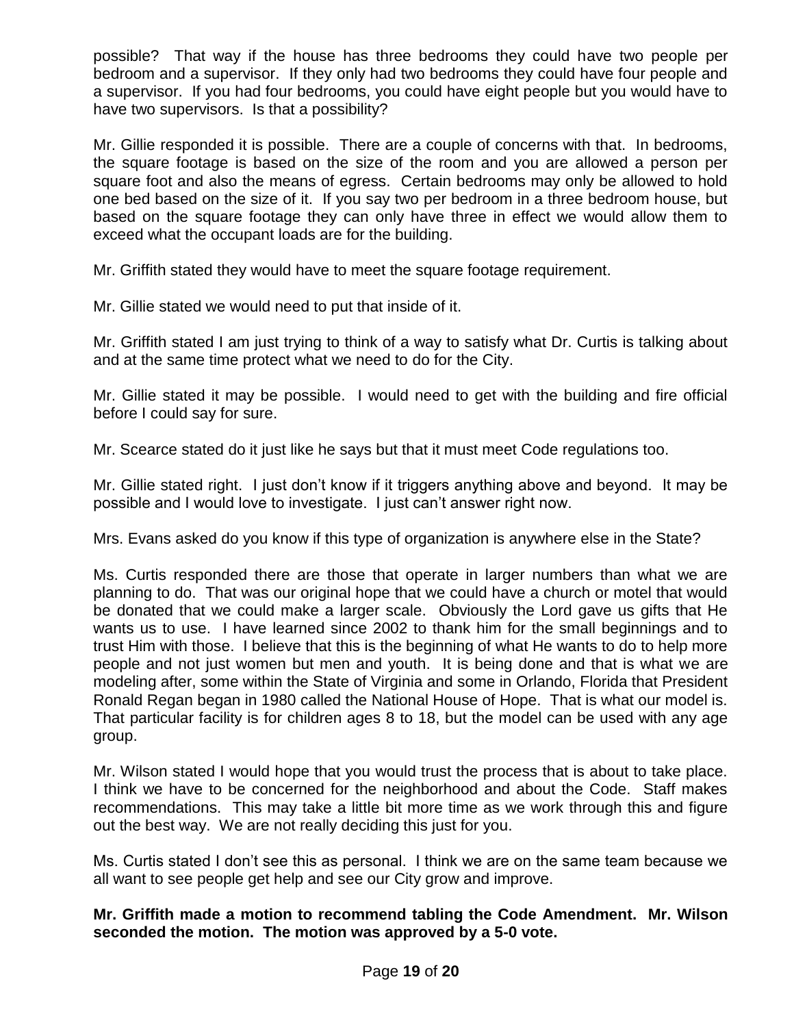possible? That way if the house has three bedrooms they could have two people per bedroom and a supervisor. If they only had two bedrooms they could have four people and a supervisor. If you had four bedrooms, you could have eight people but you would have to have two supervisors. Is that a possibility?

Mr. Gillie responded it is possible. There are a couple of concerns with that. In bedrooms, the square footage is based on the size of the room and you are allowed a person per square foot and also the means of egress. Certain bedrooms may only be allowed to hold one bed based on the size of it. If you say two per bedroom in a three bedroom house, but based on the square footage they can only have three in effect we would allow them to exceed what the occupant loads are for the building.

Mr. Griffith stated they would have to meet the square footage requirement.

Mr. Gillie stated we would need to put that inside of it.

Mr. Griffith stated I am just trying to think of a way to satisfy what Dr. Curtis is talking about and at the same time protect what we need to do for the City.

Mr. Gillie stated it may be possible. I would need to get with the building and fire official before I could say for sure.

Mr. Scearce stated do it just like he says but that it must meet Code regulations too.

Mr. Gillie stated right. I just don't know if it triggers anything above and beyond. It may be possible and I would love to investigate. I just can't answer right now.

Mrs. Evans asked do you know if this type of organization is anywhere else in the State?

Ms. Curtis responded there are those that operate in larger numbers than what we are planning to do. That was our original hope that we could have a church or motel that would be donated that we could make a larger scale. Obviously the Lord gave us gifts that He wants us to use. I have learned since 2002 to thank him for the small beginnings and to trust Him with those. I believe that this is the beginning of what He wants to do to help more people and not just women but men and youth. It is being done and that is what we are modeling after, some within the State of Virginia and some in Orlando, Florida that President Ronald Regan began in 1980 called the National House of Hope. That is what our model is. That particular facility is for children ages 8 to 18, but the model can be used with any age group.

Mr. Wilson stated I would hope that you would trust the process that is about to take place. I think we have to be concerned for the neighborhood and about the Code. Staff makes recommendations. This may take a little bit more time as we work through this and figure out the best way. We are not really deciding this just for you.

Ms. Curtis stated I don't see this as personal. I think we are on the same team because we all want to see people get help and see our City grow and improve.

**Mr. Griffith made a motion to recommend tabling the Code Amendment. Mr. Wilson seconded the motion. The motion was approved by a 5-0 vote.**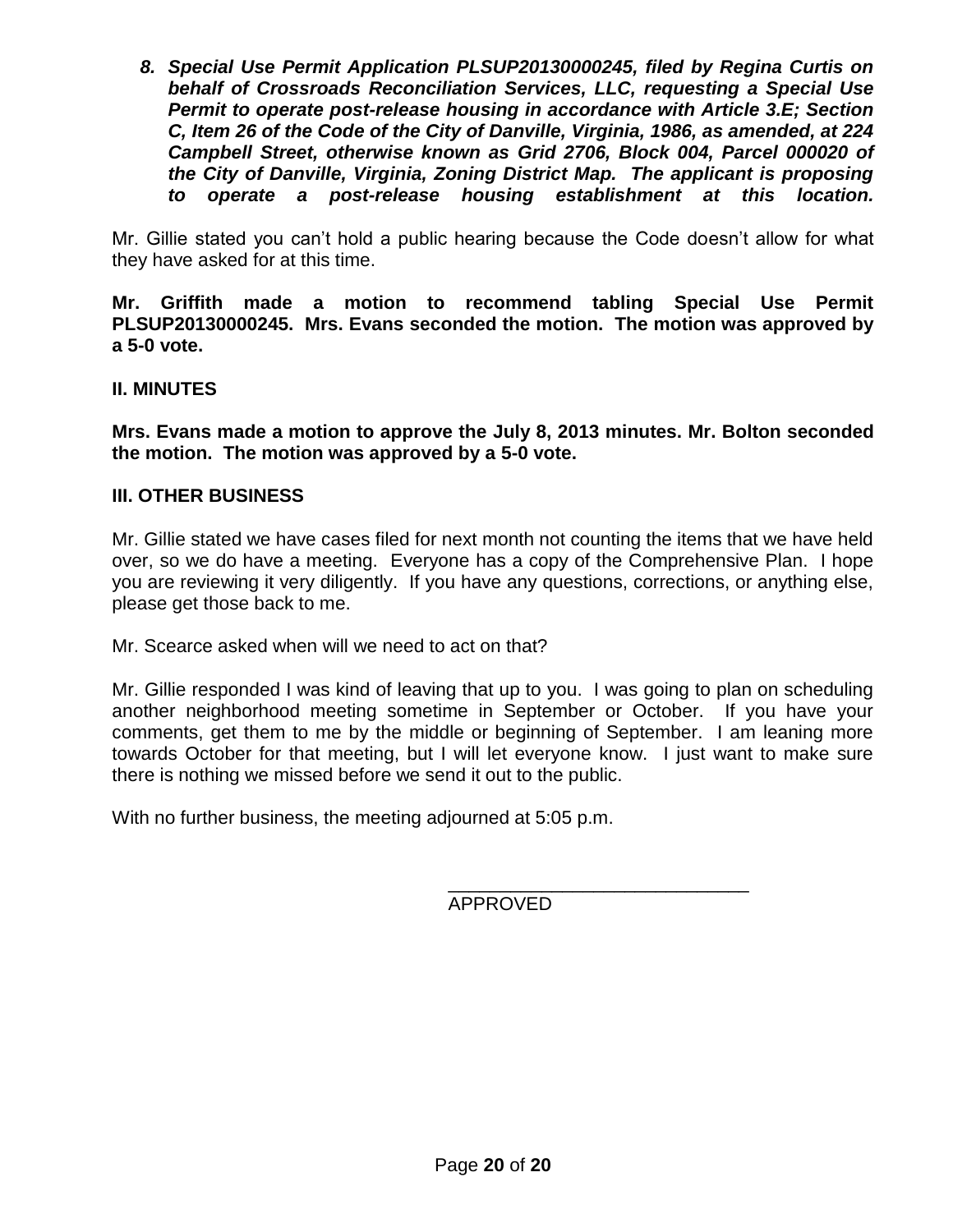*8. **Special Use Permit Application PLSUP20130000245, filed by Regina Curtis on behalf of Crossroads Reconciliation Services, LLC, requesting a Special Use Permit to operate post-release housing in accordance with Article 3.E; Section C, Item 26 of the Code of the City of Danville, Virginia, 1986, as amended, at 224 Campbell Street, otherwise known as Grid 2706, Block 004, Parcel 000020 of the City of Danville, Virginia, Zoning District Map. The applicant is proposing to operate a post-release housing establishment at this location.***

Mr. Gillie stated you can't hold a public hearing because the Code doesn't allow for what they have asked for at this time.

**Mr. Griffith made a motion to recommend tabling Special Use Permit PLSUP20130000245. Mrs. Evans seconded the motion. The motion was approved by a 5-0 vote.**

## II. MINUTES

**Mrs. Evans made a motion to approve the July 8, 2013 minutes. Mr. Bolton seconded the motion. The motion was approved by a 5-0 vote.**

## III. OTHER BUSINESS

Mr. Gillie stated we have cases filed for next month not counting the items that we have held over, so we do have a meeting. Everyone has a copy of the Comprehensive Plan. I hope you are reviewing it very diligently. If you have any questions, corrections, or anything else, please get those back to me.

Mr. Scearce asked when will we need to act on that?

Mr. Gillie responded I was kind of leaving that up to you. I was going to plan on scheduling another neighborhood meeting sometime in September or October. If you have your comments, get them to me by the middle or beginning of September. I am leaning more towards October for that meeting, but I will let everyone know. I just want to make sure there is nothing we missed before we send it out to the public.

With no further business, the meeting adjourned at 5:05 p.m.

\_\_\_\_\_\_\_\_\_\_\_\_\_\_\_\_\_\_\_\_\_\_\_\_\_\_\_\_\_\_
APPROVED